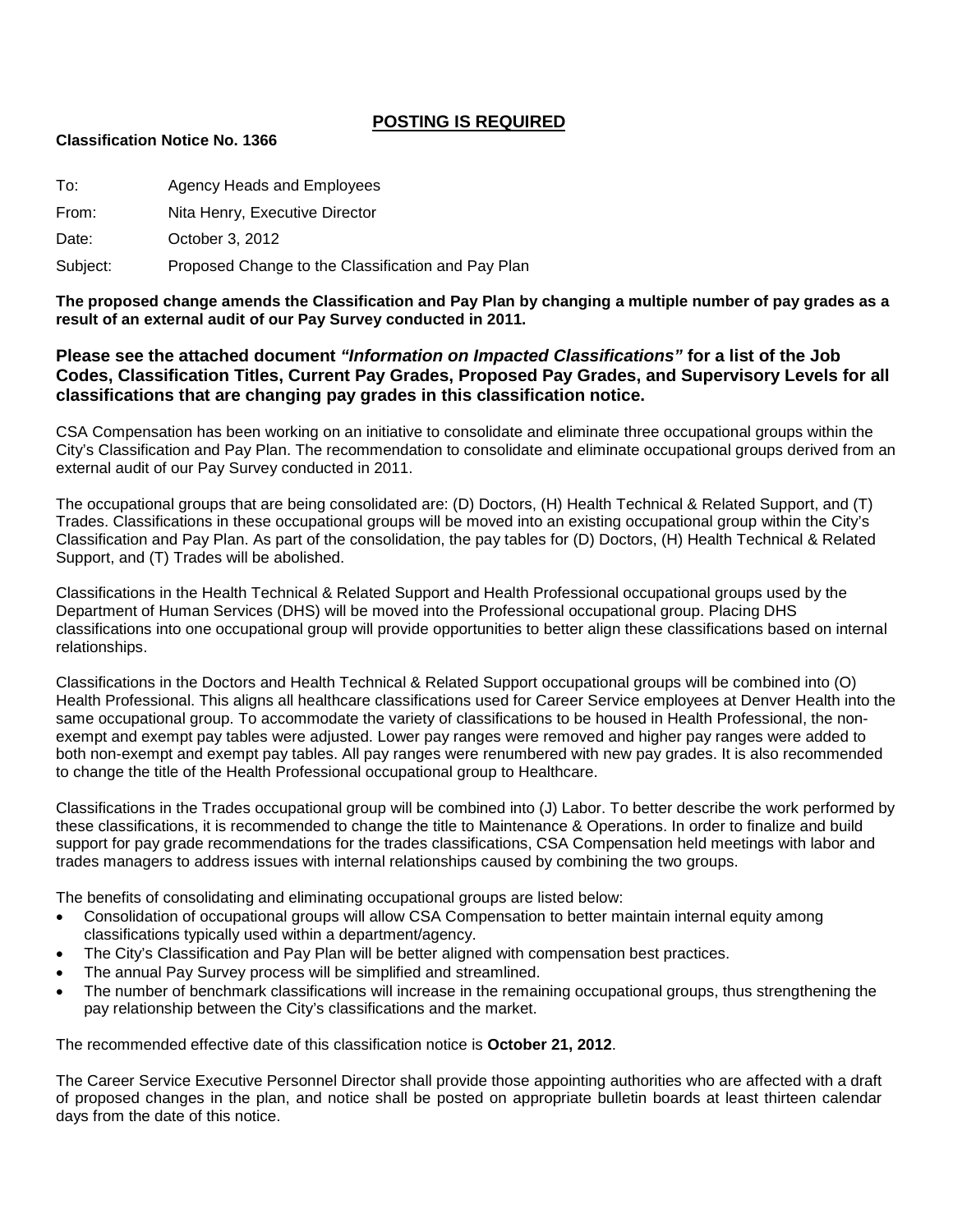## POSTING IS REQUIRED

**Classification Notice No. 1366**

To: Agency Heads and Employees

From: Nita Henry, Executive Director

Date: October 3, 2012

Subject: Proposed Change to the Classification and Pay Plan

**The proposed change amends the Classification and Pay Plan by changing a multiple number of pay grades as a result of an external audit of our Pay Survey conducted in 2011.**

**Please see the attached document *"Information on Impacted Classifications"* for a list of the Job Codes, Classification Titles, Current Pay Grades, Proposed Pay Grades, and Supervisory Levels for all classifications that are changing pay grades in this classification notice.**

CSA Compensation has been working on an initiative to consolidate and eliminate three occupational groups within the City's Classification and Pay Plan. The recommendation to consolidate and eliminate occupational groups derived from an external audit of our Pay Survey conducted in 2011.

The occupational groups that are being consolidated are: (D) Doctors, (H) Health Technical & Related Support, and (T) Trades. Classifications in these occupational groups will be moved into an existing occupational group within the City's Classification and Pay Plan. As part of the consolidation, the pay tables for (D) Doctors, (H) Health Technical & Related Support, and (T) Trades will be abolished.

Classifications in the Health Technical & Related Support and Health Professional occupational groups used by the Department of Human Services (DHS) will be moved into the Professional occupational group. Placing DHS classifications into one occupational group will provide opportunities to better align these classifications based on internal relationships.

Classifications in the Doctors and Health Technical & Related Support occupational groups will be combined into (O) Health Professional. This aligns all healthcare classifications used for Career Service employees at Denver Health into the same occupational group. To accommodate the variety of classifications to be housed in Health Professional, the non-exempt and exempt pay tables were adjusted. Lower pay ranges were removed and higher pay ranges were added to both non-exempt and exempt pay tables. All pay ranges were renumbered with new pay grades. It is also recommended to change the title of the Health Professional occupational group to Healthcare.

Classifications in the Trades occupational group will be combined into (J) Labor. To better describe the work performed by these classifications, it is recommended to change the title to Maintenance & Operations. In order to finalize and build support for pay grade recommendations for the trades classifications, CSA Compensation held meetings with labor and trades managers to address issues with internal relationships caused by combining the two groups.

The benefits of consolidating and eliminating occupational groups are listed below:

- Consolidation of occupational groups will allow CSA Compensation to better maintain internal equity among classifications typically used within a department/agency.
- The City's Classification and Pay Plan will be better aligned with compensation best practices.
- The annual Pay Survey process will be simplified and streamlined.
- The number of benchmark classifications will increase in the remaining occupational groups, thus strengthening the pay relationship between the City's classifications and the market.

The recommended effective date of this classification notice is **October 21, 2012**.

The Career Service Executive Personnel Director shall provide those appointing authorities who are affected with a draft of proposed changes in the plan, and notice shall be posted on appropriate bulletin boards at least thirteen calendar days from the date of this notice.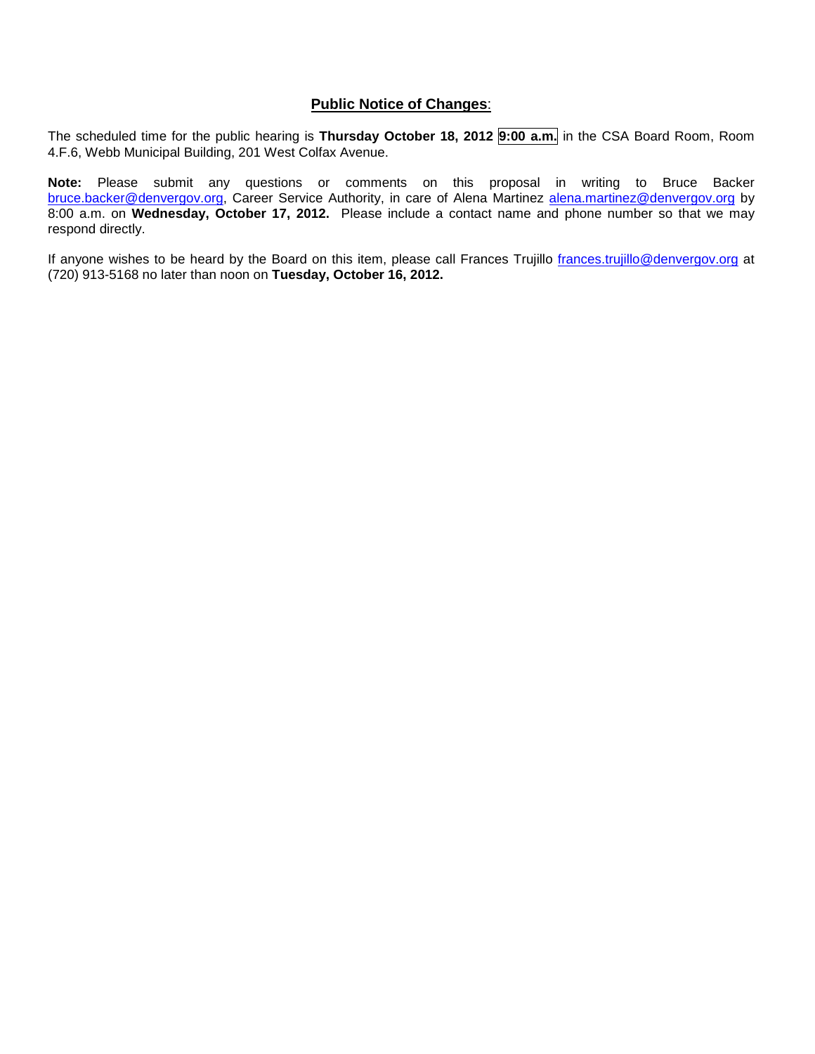**Public Notice of Changes**:

The scheduled time for the public hearing is **Thursday October 18, 2012 9:00 a.m.** in the CSA Board Room, Room 4.F.6, Webb Municipal Building, 201 West Colfax Avenue.

**Note:** Please submit any questions or comments on this proposal in writing to Bruce Backer bruce.backer@denvergov.org, Career Service Authority, in care of Alena Martinez alena.martinez@denvergov.org by 8:00 a.m. on **Wednesday, October 17, 2012.** Please include a contact name and phone number so that we may respond directly.

If anyone wishes to be heard by the Board on this item, please call Frances Trujillo frances.trujillo@denvergov.org at (720) 913-5168 no later than noon on **Tuesday, October 16, 2012.**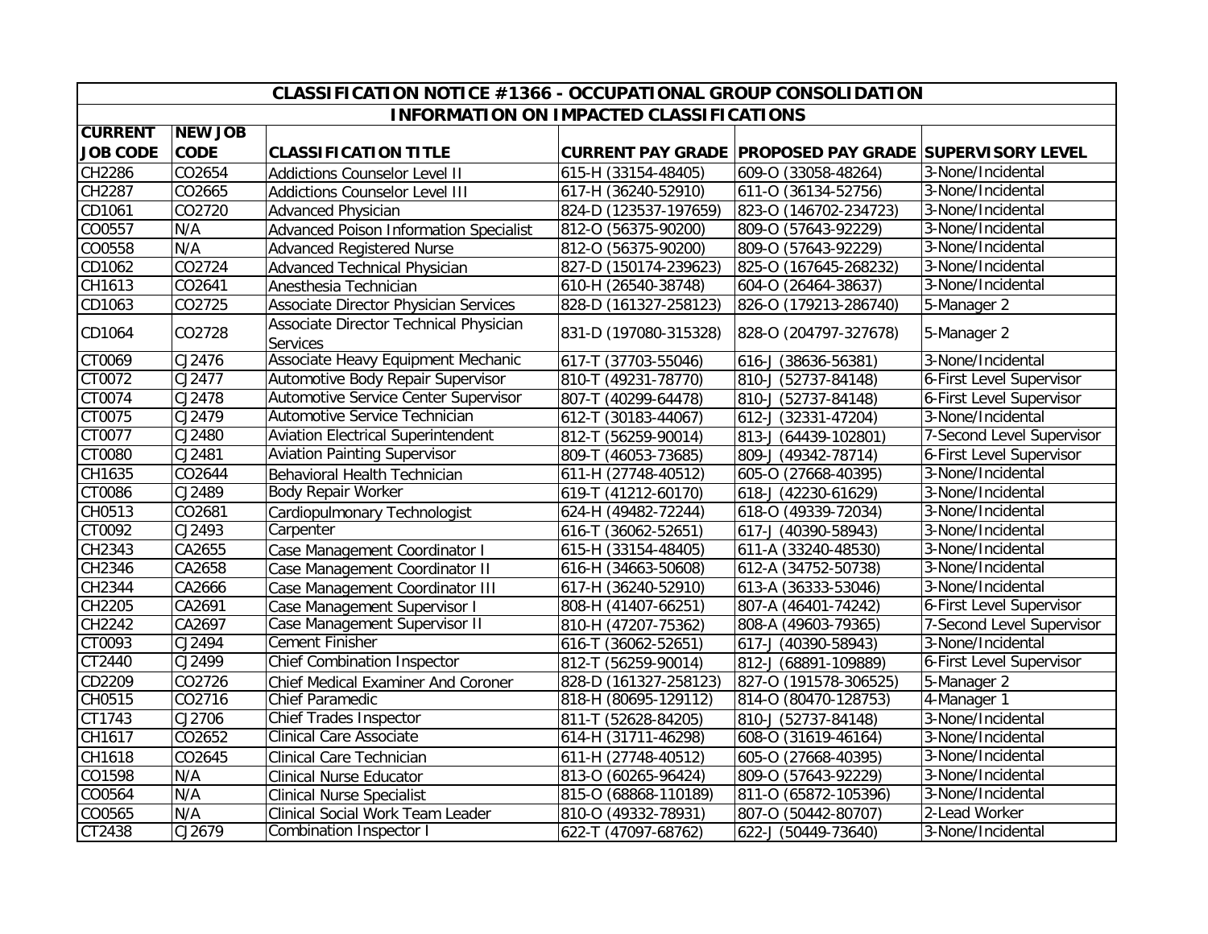| CLASSIFICATION NOTICE #1366 - OCCUPATIONAL GROUP CONSOLIDATION | | | | | |
|---|---|---|---|---|---|
| INFORMATION ON IMPACTED CLASSIFICATIONS | | | | | |
| CURRENT JOB CODE | NEW JOB CODE | CLASSIFICATION TITLE | CURRENT PAY GRADE | PROPOSED PAY GRADE | SUPERVISORY LEVEL |
| CH2286 | CO2654 | Addictions Counselor Level II | 615-H (33154-48405) | 609-O (33058-48264) | 3-None/Incidental |
| CH2287 | CO2665 | Addictions Counselor Level III | 617-H (36240-52910) | 611-O (36134-52756) | 3-None/Incidental |
| CD1061 | CO2720 | Advanced Physician | 824-D (123537-197659) | 823-O (146702-234723) | 3-None/Incidental |
| CO0557 | N/A | Advanced Poison Information Specialist | 812-O (56375-90200) | 809-O (57643-92229) | 3-None/Incidental |
| CO0558 | N/A | Advanced Registered Nurse | 812-O (56375-90200) | 809-O (57643-92229) | 3-None/Incidental |
| CD1062 | CO2724 | Advanced Technical Physician | 827-D (150174-239623) | 825-O (167645-268232) | 3-None/Incidental |
| CH1613 | CO2641 | Anesthesia Technician | 610-H (26540-38748) | 604-O (26464-38637) | 3-None/Incidental |
| CD1063 | CO2725 | Associate Director Physician Services | 828-D (161327-258123) | 826-O (179213-286740) | 5-Manager 2 |
| CD1064 | CO2728 | Associate Director Technical Physician Services | 831-D (197080-315328) | 828-O (204797-327678) | 5-Manager 2 |
| CT0069 | CJ2476 | Associate Heavy Equipment Mechanic | 617-T (37703-55046) | 616-J (38636-56381) | 3-None/Incidental |
| CT0072 | CJ2477 | Automotive Body Repair Supervisor | 810-T (49231-78770) | 810-J (52737-84148) | 6-First Level Supervisor |
| CT0074 | CJ2478 | Automotive Service Center Supervisor | 807-T (40299-64478) | 810-J (52737-84148) | 6-First Level Supervisor |
| CT0075 | CJ2479 | Automotive Service Technician | 612-T (30183-44067) | 612-J (32331-47204) | 3-None/Incidental |
| CT0077 | CJ2480 | Aviation Electrical Superintendent | 812-T (56259-90014) | 813-J (64439-102801) | 7-Second Level Supervisor |
| CT0080 | CJ2481 | Aviation Painting Supervisor | 809-T (46053-73685) | 809-J (49342-78714) | 6-First Level Supervisor |
| CH1635 | CO2644 | Behavioral Health Technician | 611-H (27748-40512) | 605-O (27668-40395) | 3-None/Incidental |
| CT0086 | CJ2489 | Body Repair Worker | 619-T (41212-60170) | 618-J (42230-61629) | 3-None/Incidental |
| CH0513 | CO2681 | Cardiopulmonary Technologist | 624-H (49482-72244) | 618-O (49339-72034) | 3-None/Incidental |
| CT0092 | CJ2493 | Carpenter | 616-T (36062-52651) | 617-J (40390-58943) | 3-None/Incidental |
| CH2343 | CA2655 | Case Management Coordinator I | 615-H (33154-48405) | 611-A (33240-48530) | 3-None/Incidental |
| CH2346 | CA2658 | Case Management Coordinator II | 616-H (34663-50608) | 612-A (34752-50738) | 3-None/Incidental |
| CH2344 | CA2666 | Case Management Coordinator III | 617-H (36240-52910) | 613-A (36333-53046) | 3-None/Incidental |
| CH2205 | CA2691 | Case Management Supervisor I | 808-H (41407-66251) | 807-A (46401-74242) | 6-First Level Supervisor |
| CH2242 | CA2697 | Case Management Supervisor II | 810-H (47207-75362) | 808-A (49603-79365) | 7-Second Level Supervisor |
| CT0093 | CJ2494 | Cement Finisher | 616-T (36062-52651) | 617-J (40390-58943) | 3-None/Incidental |
| CT2440 | CJ2499 | Chief Combination Inspector | 812-T (56259-90014) | 812-J (68891-109889) | 6-First Level Supervisor |
| CD2209 | CO2726 | Chief Medical Examiner And Coroner | 828-D (161327-258123) | 827-O (191578-306525) | 5-Manager 2 |
| CH0515 | CO2716 | Chief Paramedic | 818-H (80695-129112) | 814-O (80470-128753) | 4-Manager 1 |
| CT1743 | CJ2706 | Chief Trades Inspector | 811-T (52628-84205) | 810-J (52737-84148) | 3-None/Incidental |
| CH1617 | CO2652 | Clinical Care Associate | 614-H (31711-46298) | 608-O (31619-46164) | 3-None/Incidental |
| CH1618 | CO2645 | Clinical Care Technician | 611-H (27748-40512) | 605-O (27668-40395) | 3-None/Incidental |
| CO1598 | N/A | Clinical Nurse Educator | 813-O (60265-96424) | 809-O (57643-92229) | 3-None/Incidental |
| CO0564 | N/A | Clinical Nurse Specialist | 815-O (68868-110189) | 811-O (65872-105396) | 3-None/Incidental |
| CO0565 | N/A | Clinical Social Work Team Leader | 810-O (49332-78931) | 807-O (50442-80707) | 2-Lead Worker |
| CT2438 | CJ2679 | Combination Inspector I | 622-T (47097-68762) | 622-J (50449-73640) | 3-None/Incidental |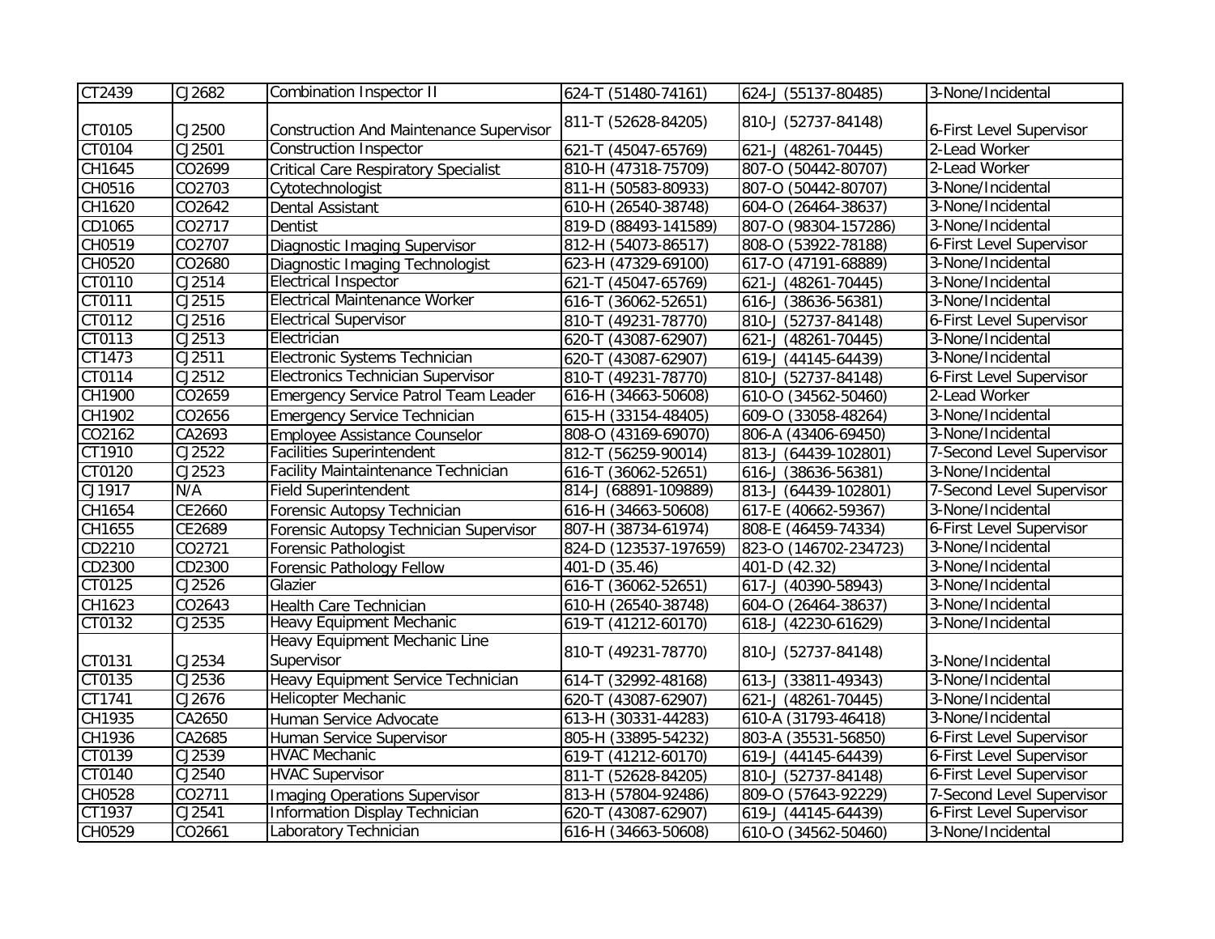| | | | | | |
|---|---|---|---|---|---|
| CT2439 | CJ2682 | Combination Inspector II | 624-T (51480-74161) | 624-J (55137-80485) | 3-None/Incidental |
| CT0105 | CJ2500 | Construction And Maintenance Supervisor | 811-T (52628-84205) | 810-J (52737-84148) | 6-First Level Supervisor |
| CT0104 | CJ2501 | Construction Inspector | 621-T (45047-65769) | 621-J (48261-70445) | 2-Lead Worker |
| CH1645 | CO2699 | Critical Care Respiratory Specialist | 810-H (47318-75709) | 807-O (50442-80707) | 2-Lead Worker |
| CH0516 | CO2703 | Cytotechnologist | 811-H (50583-80933) | 807-O (50442-80707) | 3-None/Incidental |
| CH1620 | CO2642 | Dental Assistant | 610-H (26540-38748) | 604-O (26464-38637) | 3-None/Incidental |
| CD1065 | CO2717 | Dentist | 819-D (88493-141589) | 807-O (98304-157286) | 3-None/Incidental |
| CH0519 | CO2707 | Diagnostic Imaging Supervisor | 812-H (54073-86517) | 808-O (53922-78188) | 6-First Level Supervisor |
| CH0520 | CO2680 | Diagnostic Imaging Technologist | 623-H (47329-69100) | 617-O (47191-68889) | 3-None/Incidental |
| CT0110 | CJ2514 | Electrical Inspector | 621-T (45047-65769) | 621-J (48261-70445) | 3-None/Incidental |
| CT0111 | CJ2515 | Electrical Maintenance Worker | 616-T (36062-52651) | 616-J (38636-56381) | 3-None/Incidental |
| CT0112 | CJ2516 | Electrical Supervisor | 810-T (49231-78770) | 810-J (52737-84148) | 6-First Level Supervisor |
| CT0113 | CJ2513 | Electrician | 620-T (43087-62907) | 621-J (48261-70445) | 3-None/Incidental |
| CT1473 | CJ2511 | Electronic Systems Technician | 620-T (43087-62907) | 619-J (44145-64439) | 3-None/Incidental |
| CT0114 | CJ2512 | Electronics Technician Supervisor | 810-T (49231-78770) | 810-J (52737-84148) | 6-First Level Supervisor |
| CH1900 | CO2659 | Emergency Service Patrol Team Leader | 616-H (34663-50608) | 610-O (34562-50460) | 2-Lead Worker |
| CH1902 | CO2656 | Emergency Service Technician | 615-H (33154-48405) | 609-O (33058-48264) | 3-None/Incidental |
| CO2162 | CA2693 | Employee Assistance Counselor | 808-O (43169-69070) | 806-A (43406-69450) | 3-None/Incidental |
| CT1910 | CJ2522 | Facilities Superintendent | 812-T (56259-90014) | 813-J (64439-102801) | 7-Second Level Supervisor |
| CT0120 | CJ2523 | Facility Maintaintenance Technician | 616-T (36062-52651) | 616-J (38636-56381) | 3-None/Incidental |
| CJ1917 | N/A | Field Superintendent | 814-J (68891-109889) | 813-J (64439-102801) | 7-Second Level Supervisor |
| CH1654 | CE2660 | Forensic Autopsy Technician | 616-H (34663-50608) | 617-E (40662-59367) | 3-None/Incidental |
| CH1655 | CE2689 | Forensic Autopsy Technician Supervisor | 807-H (38734-61974) | 808-E (46459-74334) | 6-First Level Supervisor |
| CD2210 | CO2721 | Forensic Pathologist | 824-D (123537-197659) | 823-O (146702-234723) | 3-None/Incidental |
| CD2300 | CD2300 | Forensic Pathology Fellow | 401-D (35.46) | 401-D (42.32) | 3-None/Incidental |
| CT0125 | CJ2526 | Glazier | 616-T (36062-52651) | 617-J (40390-58943) | 3-None/Incidental |
| CH1623 | CO2643 | Health Care Technician | 610-H (26540-38748) | 604-O (26464-38637) | 3-None/Incidental |
| CT0132 | CJ2535 | Heavy Equipment Mechanic | 619-T (41212-60170) | 618-J (42230-61629) | 3-None/Incidental |
| CT0131 | CJ2534 | Heavy Equipment Mechanic Line Supervisor | 810-T (49231-78770) | 810-J (52737-84148) | 3-None/Incidental |
| CT0135 | CJ2536 | Heavy Equipment Service Technician | 614-T (32992-48168) | 613-J (33811-49343) | 3-None/Incidental |
| CT1741 | CJ2676 | Helicopter Mechanic | 620-T (43087-62907) | 621-J (48261-70445) | 3-None/Incidental |
| CH1935 | CA2650 | Human Service Advocate | 613-H (30331-44283) | 610-A (31793-46418) | 3-None/Incidental |
| CH1936 | CA2685 | Human Service Supervisor | 805-H (33895-54232) | 803-A (35531-56850) | 6-First Level Supervisor |
| CT0139 | CJ2539 | HVAC Mechanic | 619-T (41212-60170) | 619-J (44145-64439) | 6-First Level Supervisor |
| CT0140 | CJ2540 | HVAC Supervisor | 811-T (52628-84205) | 810-J (52737-84148) | 6-First Level Supervisor |
| CH0528 | CO2711 | Imaging Operations Supervisor | 813-H (57804-92486) | 809-O (57643-92229) | 7-Second Level Supervisor |
| CT1937 | CJ2541 | Information Display Technician | 620-T (43087-62907) | 619-J (44145-64439) | 6-First Level Supervisor |
| CH0529 | CO2661 | Laboratory Technician | 616-H (34663-50608) | 610-O (34562-50460) | 3-None/Incidental |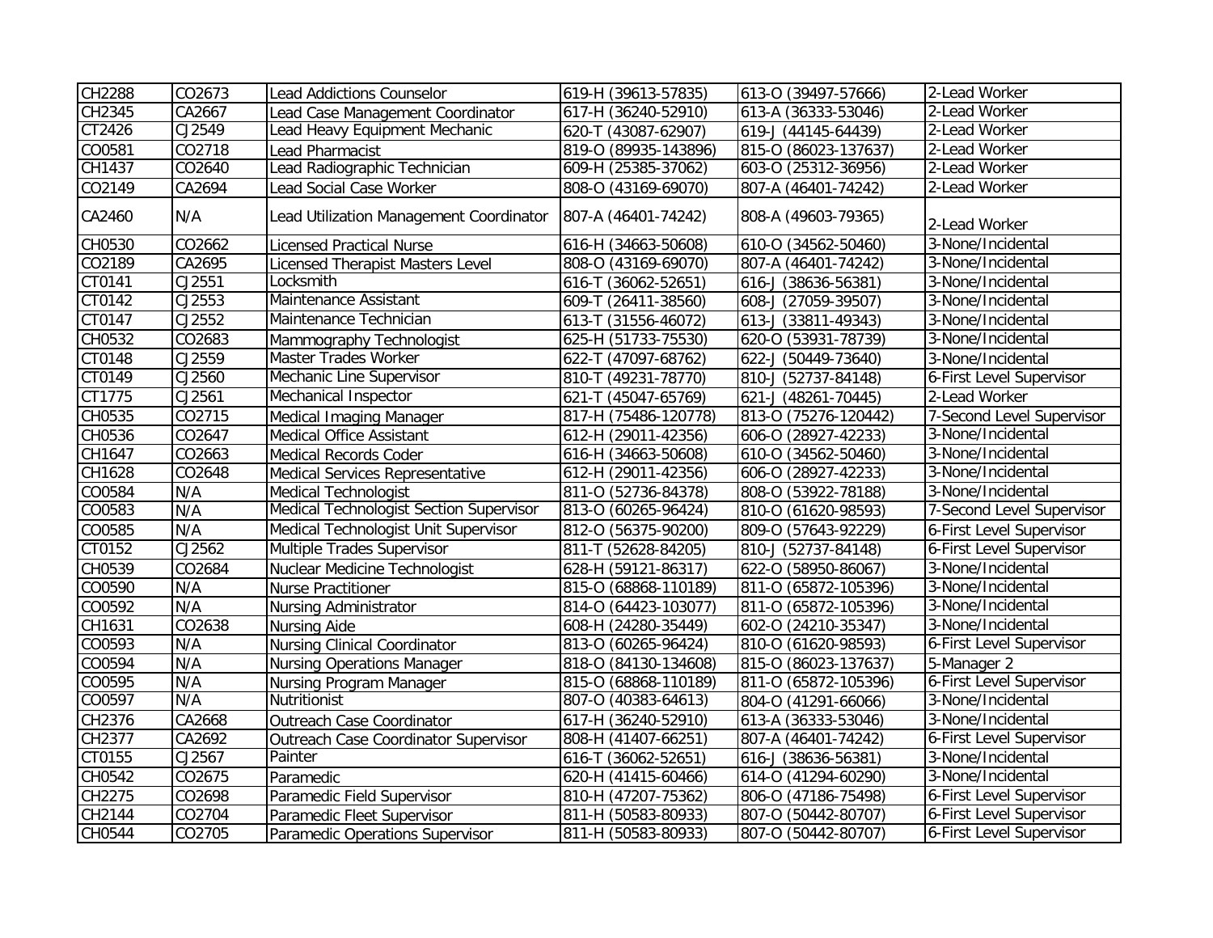| CH2288 | CO2673 | Lead Addictions Counselor | 619-H (39613-57835) | 613-O (39497-57666) | 2-Lead Worker |
|---|---|---|---|---|---|
| CH2345 | CA2667 | Lead Case Management Coordinator | 617-H (36240-52910) | 613-A (36333-53046) | 2-Lead Worker |
| CT2426 | CJ2549 | Lead Heavy Equipment Mechanic | 620-T (43087-62907) | 619-J (44145-64439) | 2-Lead Worker |
| CO0581 | CO2718 | Lead Pharmacist | 819-O (89935-143896) | 815-O (86023-137637) | 2-Lead Worker |
| CH1437 | CO2640 | Lead Radiographic Technician | 609-H (25385-37062) | 603-O (25312-36956) | 2-Lead Worker |
| CO2149 | CA2694 | Lead Social Case Worker | 808-O (43169-69070) | 807-A (46401-74242) | 2-Lead Worker |
| CA2460 | N/A | Lead Utilization Management Coordinator | 807-A (46401-74242) | 808-A (49603-79365) | 2-Lead Worker |
| CH0530 | CO2662 | Licensed Practical Nurse | 616-H (34663-50608) | 610-O (34562-50460) | 3-None/Incidental |
| CO2189 | CA2695 | Licensed Therapist Masters Level | 808-O (43169-69070) | 807-A (46401-74242) | 3-None/Incidental |
| CT0141 | CJ2551 | Locksmith | 616-T (36062-52651) | 616-J (38636-56381) | 3-None/Incidental |
| CT0142 | CJ2553 | Maintenance Assistant | 609-T (26411-38560) | 608-J (27059-39507) | 3-None/Incidental |
| CT0147 | CJ2552 | Maintenance Technician | 613-T (31556-46072) | 613-J (33811-49343) | 3-None/Incidental |
| CH0532 | CO2683 | Mammography Technologist | 625-H (51733-75530) | 620-O (53931-78739) | 3-None/Incidental |
| CT0148 | CJ2559 | Master Trades Worker | 622-T (47097-68762) | 622-J (50449-73640) | 3-None/Incidental |
| CT0149 | CJ2560 | Mechanic Line Supervisor | 810-T (49231-78770) | 810-J (52737-84148) | 6-First Level Supervisor |
| CT1775 | CJ2561 | Mechanical Inspector | 621-T (45047-65769) | 621-J (48261-70445) | 2-Lead Worker |
| CH0535 | CO2715 | Medical Imaging Manager | 817-H (75486-120778) | 813-O (75276-120442) | 7-Second Level Supervisor |
| CH0536 | CO2647 | Medical Office Assistant | 612-H (29011-42356) | 606-O (28927-42233) | 3-None/Incidental |
| CH1647 | CO2663 | Medical Records Coder | 616-H (34663-50608) | 610-O (34562-50460) | 3-None/Incidental |
| CH1628 | CO2648 | Medical Services Representative | 612-H (29011-42356) | 606-O (28927-42233) | 3-None/Incidental |
| CO0584 | N/A | Medical Technologist | 811-O (52736-84378) | 808-O (53922-78188) | 3-None/Incidental |
| CO0583 | N/A | Medical Technologist Section Supervisor | 813-O (60265-96424) | 810-O (61620-98593) | 7-Second Level Supervisor |
| CO0585 | N/A | Medical Technologist Unit Supervisor | 812-O (56375-90200) | 809-O (57643-92229) | 6-First Level Supervisor |
| CT0152 | CJ2562 | Multiple Trades Supervisor | 811-T (52628-84205) | 810-J (52737-84148) | 6-First Level Supervisor |
| CH0539 | CO2684 | Nuclear Medicine Technologist | 628-H (59121-86317) | 622-O (58950-86067) | 3-None/Incidental |
| CO0590 | N/A | Nurse Practitioner | 815-O (68868-110189) | 811-O (65872-105396) | 3-None/Incidental |
| CO0592 | N/A | Nursing Administrator | 814-O (64423-103077) | 811-O (65872-105396) | 3-None/Incidental |
| CH1631 | CO2638 | Nursing Aide | 608-H (24280-35449) | 602-O (24210-35347) | 3-None/Incidental |
| CO0593 | N/A | Nursing Clinical Coordinator | 813-O (60265-96424) | 810-O (61620-98593) | 6-First Level Supervisor |
| CO0594 | N/A | Nursing Operations Manager | 818-O (84130-134608) | 815-O (86023-137637) | 5-Manager 2 |
| CO0595 | N/A | Nursing Program Manager | 815-O (68868-110189) | 811-O (65872-105396) | 6-First Level Supervisor |
| CO0597 | N/A | Nutritionist | 807-O (40383-64613) | 804-O (41291-66066) | 3-None/Incidental |
| CH2376 | CA2668 | Outreach Case Coordinator | 617-H (36240-52910) | 613-A (36333-53046) | 3-None/Incidental |
| CH2377 | CA2692 | Outreach Case Coordinator Supervisor | 808-H (41407-66251) | 807-A (46401-74242) | 6-First Level Supervisor |
| CT0155 | CJ2567 | Painter | 616-T (36062-52651) | 616-J (38636-56381) | 3-None/Incidental |
| CH0542 | CO2675 | Paramedic | 620-H (41415-60466) | 614-O (41294-60290) | 3-None/Incidental |
| CH2275 | CO2698 | Paramedic Field Supervisor | 810-H (47207-75362) | 806-O (47186-75498) | 6-First Level Supervisor |
| CH2144 | CO2704 | Paramedic Fleet Supervisor | 811-H (50583-80933) | 807-O (50442-80707) | 6-First Level Supervisor |
| CH0544 | CO2705 | Paramedic Operations Supervisor | 811-H (50583-80933) | 807-O (50442-80707) | 6-First Level Supervisor |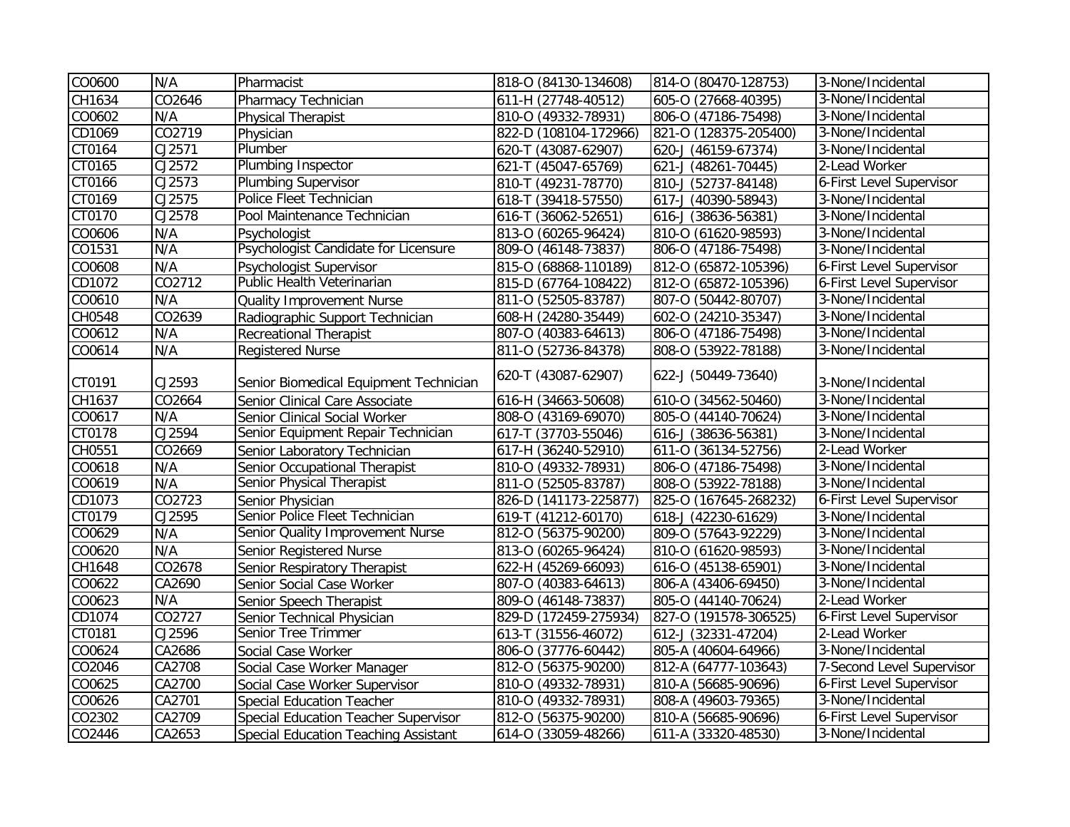| CO0600 | N/A | Pharmacist | 818-O (84130-134608) | 814-O (80470-128753) | 3-None/Incidental |
|---|---|---|---|---|---|
| CH1634 | CO2646 | Pharmacy Technician | 611-H (27748-40512) | 605-O (27668-40395) | 3-None/Incidental |
| CO0602 | N/A | Physical Therapist | 810-O (49332-78931) | 806-O (47186-75498) | 3-None/Incidental |
| CD1069 | CO2719 | Physician | 822-D (108104-172966) | 821-O (128375-205400) | 3-None/Incidental |
| CT0164 | CJ2571 | Plumber | 620-T (43087-62907) | 620-J (46159-67374) | 3-None/Incidental |
| CT0165 | CJ2572 | Plumbing Inspector | 621-T (45047-65769) | 621-J (48261-70445) | 2-Lead Worker |
| CT0166 | CJ2573 | Plumbing Supervisor | 810-T (49231-78770) | 810-J (52737-84148) | 6-First Level Supervisor |
| CT0169 | CJ2575 | Police Fleet Technician | 618-T (39418-57550) | 617-J (40390-58943) | 3-None/Incidental |
| CT0170 | CJ2578 | Pool Maintenance Technician | 616-T (36062-52651) | 616-J (38636-56381) | 3-None/Incidental |
| CO0606 | N/A | Psychologist | 813-O (60265-96424) | 810-O (61620-98593) | 3-None/Incidental |
| CO1531 | N/A | Psychologist Candidate for Licensure | 809-O (46148-73837) | 806-O (47186-75498) | 3-None/Incidental |
| CO0608 | N/A | Psychologist Supervisor | 815-O (68868-110189) | 812-O (65872-105396) | 6-First Level Supervisor |
| CD1072 | CO2712 | Public Health Veterinarian | 815-D (67764-108422) | 812-O (65872-105396) | 6-First Level Supervisor |
| CO0610 | N/A | Quality Improvement Nurse | 811-O (52505-83787) | 807-O (50442-80707) | 3-None/Incidental |
| CH0548 | CO2639 | Radiographic Support Technician | 608-H (24280-35449) | 602-O (24210-35347) | 3-None/Incidental |
| CO0612 | N/A | Recreational Therapist | 807-O (40383-64613) | 806-O (47186-75498) | 3-None/Incidental |
| CO0614 | N/A | Registered Nurse | 811-O (52736-84378) | 808-O (53922-78188) | 3-None/Incidental |
| CT0191 | CJ2593 | Senior Biomedical Equipment Technician | 620-T (43087-62907) | 622-J (50449-73640) | 3-None/Incidental |
| CH1637 | CO2664 | Senior Clinical Care Associate | 616-H (34663-50608) | 610-O (34562-50460) | 3-None/Incidental |
| CO0617 | N/A | Senior Clinical Social Worker | 808-O (43169-69070) | 805-O (44140-70624) | 3-None/Incidental |
| CT0178 | CJ2594 | Senior Equipment Repair Technician | 617-T (37703-55046) | 616-J (38636-56381) | 3-None/Incidental |
| CH0551 | CO2669 | Senior Laboratory Technician | 617-H (36240-52910) | 611-O (36134-52756) | 2-Lead Worker |
| CO0618 | N/A | Senior Occupational Therapist | 810-O (49332-78931) | 806-O (47186-75498) | 3-None/Incidental |
| CO0619 | N/A | Senior Physical Therapist | 811-O (52505-83787) | 808-O (53922-78188) | 3-None/Incidental |
| CD1073 | CO2723 | Senior Physician | 826-D (141173-225877) | 825-O (167645-268232) | 6-First Level Supervisor |
| CT0179 | CJ2595 | Senior Police Fleet Technician | 619-T (41212-60170) | 618-J (42230-61629) | 3-None/Incidental |
| CO0629 | N/A | Senior Quality Improvement Nurse | 812-O (56375-90200) | 809-O (57643-92229) | 3-None/Incidental |
| CO0620 | N/A | Senior Registered Nurse | 813-O (60265-96424) | 810-O (61620-98593) | 3-None/Incidental |
| CH1648 | CO2678 | Senior Respiratory Therapist | 622-H (45269-66093) | 616-O (45138-65901) | 3-None/Incidental |
| CO0622 | CA2690 | Senior Social Case Worker | 807-O (40383-64613) | 806-A (43406-69450) | 3-None/Incidental |
| CO0623 | N/A | Senior Speech Therapist | 809-O (46148-73837) | 805-O (44140-70624) | 2-Lead Worker |
| CD1074 | CO2727 | Senior Technical Physician | 829-D (172459-275934) | 827-O (191578-306525) | 6-First Level Supervisor |
| CT0181 | CJ2596 | Senior Tree Trimmer | 613-T (31556-46072) | 612-J (32331-47204) | 2-Lead Worker |
| CO0624 | CA2686 | Social Case Worker | 806-O (37776-60442) | 805-A (40604-64966) | 3-None/Incidental |
| CO2046 | CA2708 | Social Case Worker Manager | 812-O (56375-90200) | 812-A (64777-103643) | 7-Second Level Supervisor |
| CO0625 | CA2700 | Social Case Worker Supervisor | 810-O (49332-78931) | 810-A (56685-90696) | 6-First Level Supervisor |
| CO0626 | CA2701 | Special Education Teacher | 810-O (49332-78931) | 808-A (49603-79365) | 3-None/Incidental |
| CO2302 | CA2709 | Special Education Teacher Supervisor | 812-O (56375-90200) | 810-A (56685-90696) | 6-First Level Supervisor |
| CO2446 | CA2653 | Special Education Teaching Assistant | 614-O (33059-48266) | 611-A (33320-48530) | 3-None/Incidental |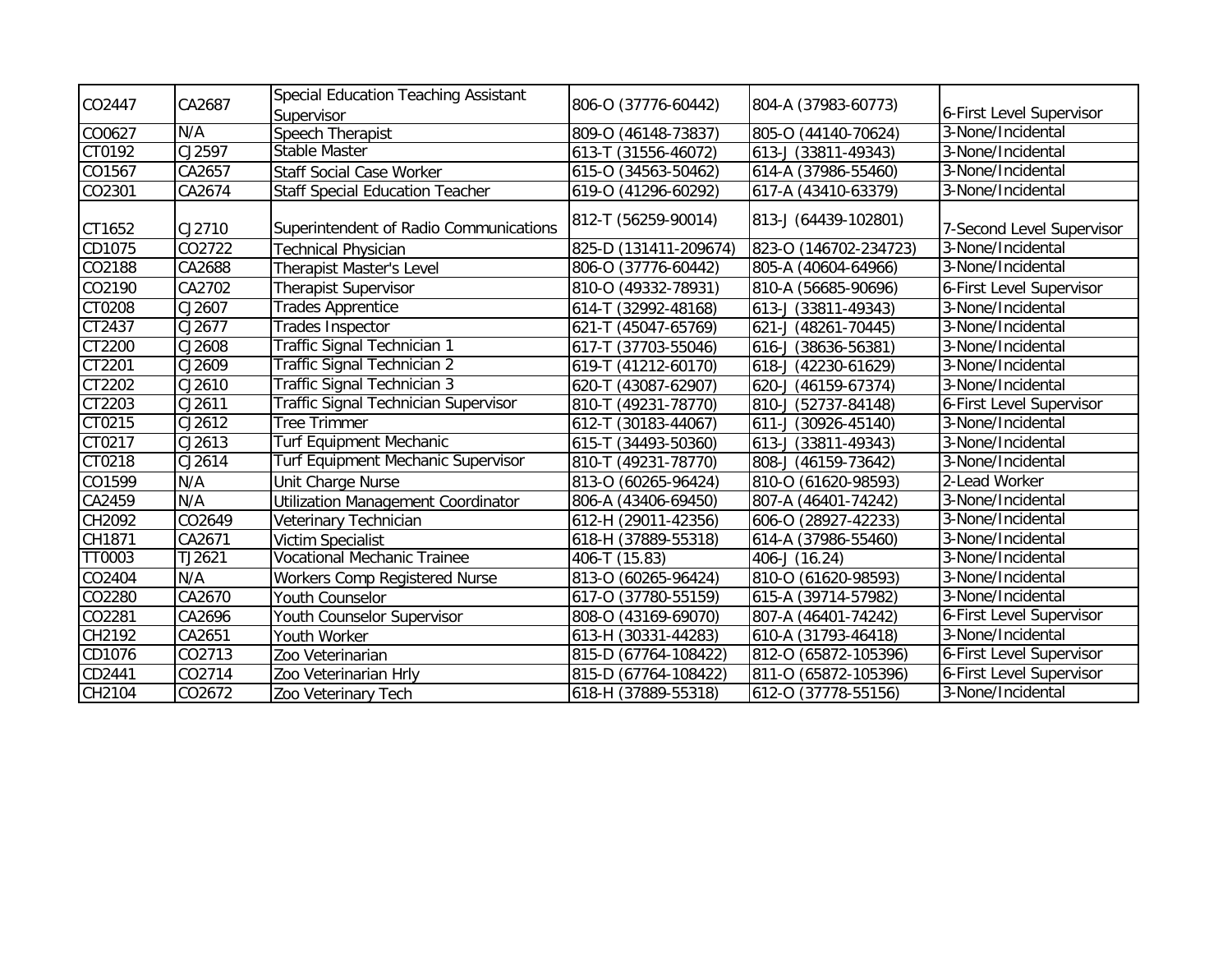| | | | | | |
|---|---|---|---|---|---|
| CO2447 | CA2687 | Special Education Teaching Assistant Supervisor | 806-O (37776-60442) | 804-A (37983-60773) | 6-First Level Supervisor |
| CO0627 | N/A | Speech Therapist | 809-O (46148-73837) | 805-O (44140-70624) | 3-None/Incidental |
| CT0192 | CJ2597 | Stable Master | 613-T (31556-46072) | 613-J (33811-49343) | 3-None/Incidental |
| CO1567 | CA2657 | Staff Social Case Worker | 615-O (34563-50462) | 614-A (37986-55460) | 3-None/Incidental |
| CO2301 | CA2674 | Staff Special Education Teacher | 619-O (41296-60292) | 617-A (43410-63379) | 3-None/Incidental |
| CT1652 | CJ2710 | Superintendent of Radio Communications | 812-T (56259-90014) | 813-J (64439-102801) | 7-Second Level Supervisor |
| CD1075 | CO2722 | Technical Physician | 825-D (131411-209674) | 823-O (146702-234723) | 3-None/Incidental |
| CO2188 | CA2688 | Therapist Master's Level | 806-O (37776-60442) | 805-A (40604-64966) | 3-None/Incidental |
| CO2190 | CA2702 | Therapist Supervisor | 810-O (49332-78931) | 810-A (56685-90696) | 6-First Level Supervisor |
| CT0208 | CJ2607 | Trades Apprentice | 614-T (32992-48168) | 613-J (33811-49343) | 3-None/Incidental |
| CT2437 | CJ2677 | Trades Inspector | 621-T (45047-65769) | 621-J (48261-70445) | 3-None/Incidental |
| CT2200 | CJ2608 | Traffic Signal Technician 1 | 617-T (37703-55046) | 616-J (38636-56381) | 3-None/Incidental |
| CT2201 | CJ2609 | Traffic Signal Technician 2 | 619-T (41212-60170) | 618-J (42230-61629) | 3-None/Incidental |
| CT2202 | CJ2610 | Traffic Signal Technician 3 | 620-T (43087-62907) | 620-J (46159-67374) | 3-None/Incidental |
| CT2203 | CJ2611 | Traffic Signal Technician Supervisor | 810-T (49231-78770) | 810-J (52737-84148) | 6-First Level Supervisor |
| CT0215 | CJ2612 | Tree Trimmer | 612-T (30183-44067) | 611-J (30926-45140) | 3-None/Incidental |
| CT0217 | CJ2613 | Turf Equipment Mechanic | 615-T (34493-50360) | 613-J (33811-49343) | 3-None/Incidental |
| CT0218 | CJ2614 | Turf Equipment Mechanic Supervisor | 810-T (49231-78770) | 808-J (46159-73642) | 3-None/Incidental |
| CO1599 | N/A | Unit Charge Nurse | 813-O (60265-96424) | 810-O (61620-98593) | 2-Lead Worker |
| CA2459 | N/A | Utilization Management Coordinator | 806-A (43406-69450) | 807-A (46401-74242) | 3-None/Incidental |
| CH2092 | CO2649 | Veterinary Technician | 612-H (29011-42356) | 606-O (28927-42233) | 3-None/Incidental |
| CH1871 | CA2671 | Victim Specialist | 618-H (37889-55318) | 614-A (37986-55460) | 3-None/Incidental |
| TT0003 | TJ2621 | Vocational Mechanic Trainee | 406-T (15.83) | 406-J (16.24) | 3-None/Incidental |
| CO2404 | N/A | Workers Comp Registered Nurse | 813-O (60265-96424) | 810-O (61620-98593) | 3-None/Incidental |
| CO2280 | CA2670 | Youth Counselor | 617-O (37780-55159) | 615-A (39714-57982) | 3-None/Incidental |
| CO2281 | CA2696 | Youth Counselor Supervisor | 808-O (43169-69070) | 807-A (46401-74242) | 6-First Level Supervisor |
| CH2192 | CA2651 | Youth Worker | 613-H (30331-44283) | 610-A (31793-46418) | 3-None/Incidental |
| CD1076 | CO2713 | Zoo Veterinarian | 815-D (67764-108422) | 812-O (65872-105396) | 6-First Level Supervisor |
| CD2441 | CO2714 | Zoo Veterinarian Hrly | 815-D (67764-108422) | 811-O (65872-105396) | 6-First Level Supervisor |
| CH2104 | CO2672 | Zoo Veterinary Tech | 618-H (37889-55318) | 612-O (37778-55156) | 3-None/Incidental |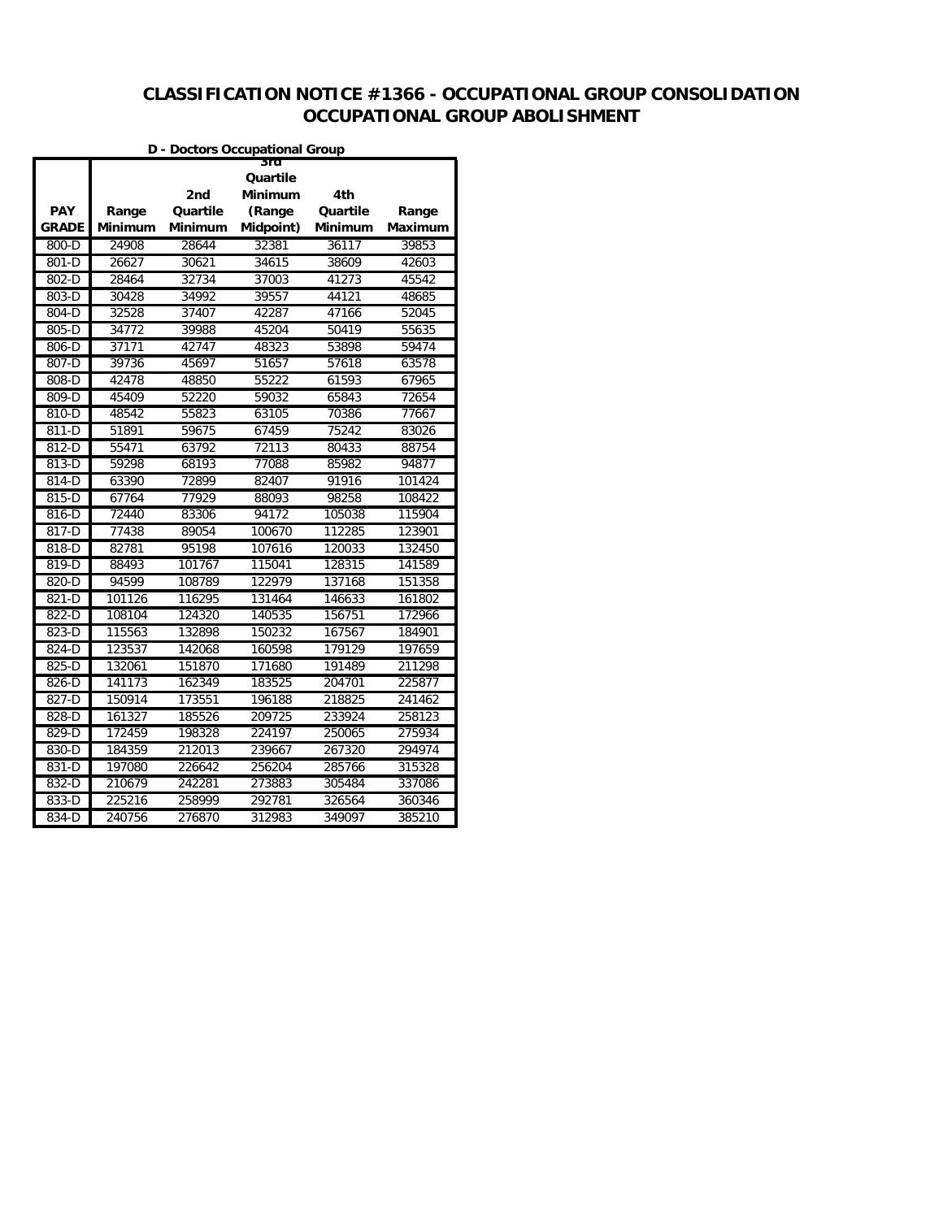# CLASSIFICATION NOTICE #1366 - OCCUPATIONAL GROUP CONSOLIDATION OCCUPATIONAL GROUP ABOLISHMENT

**D - Doctors Occupational Group**

| PAY GRADE | Range Minimum | 2nd Quartile Minimum | 3rd Quartile Minimum (Range Midpoint) | 4th Quartile Minimum | Range Maximum |
|---|---|---|---|---|---|
| 800-D | 24908 | 28644 | 32381 | 36117 | 39853 |
| 801-D | 26627 | 30621 | 34615 | 38609 | 42603 |
| 802-D | 28464 | 32734 | 37003 | 41273 | 45542 |
| 803-D | 30428 | 34992 | 39557 | 44121 | 48685 |
| 804-D | 32528 | 37407 | 42287 | 47166 | 52045 |
| 805-D | 34772 | 39988 | 45204 | 50419 | 55635 |
| 806-D | 37171 | 42747 | 48323 | 53898 | 59474 |
| 807-D | 39736 | 45697 | 51657 | 57618 | 63578 |
| 808-D | 42478 | 48850 | 55222 | 61593 | 67965 |
| 809-D | 45409 | 52220 | 59032 | 65843 | 72654 |
| 810-D | 48542 | 55823 | 63105 | 70386 | 77667 |
| 811-D | 51891 | 59675 | 67459 | 75242 | 83026 |
| 812-D | 55471 | 63792 | 72113 | 80433 | 88754 |
| 813-D | 59298 | 68193 | 77088 | 85982 | 94877 |
| 814-D | 63390 | 72899 | 82407 | 91916 | 101424 |
| 815-D | 67764 | 77929 | 88093 | 98258 | 108422 |
| 816-D | 72440 | 83306 | 94172 | 105038 | 115904 |
| 817-D | 77438 | 89054 | 100670 | 112285 | 123901 |
| 818-D | 82781 | 95198 | 107616 | 120033 | 132450 |
| 819-D | 88493 | 101767 | 115041 | 128315 | 141589 |
| 820-D | 94599 | 108789 | 122979 | 137168 | 151358 |
| 821-D | 101126 | 116295 | 131464 | 146633 | 161802 |
| 822-D | 108104 | 124320 | 140535 | 156751 | 172966 |
| 823-D | 115563 | 132898 | 150232 | 167567 | 184901 |
| 824-D | 123537 | 142068 | 160598 | 179129 | 197659 |
| 825-D | 132061 | 151870 | 171680 | 191489 | 211298 |
| 826-D | 141173 | 162349 | 183525 | 204701 | 225877 |
| 827-D | 150914 | 173551 | 196188 | 218825 | 241462 |
| 828-D | 161327 | 185526 | 209725 | 233924 | 258123 |
| 829-D | 172459 | 198328 | 224197 | 250065 | 275934 |
| 830-D | 184359 | 212013 | 239667 | 267320 | 294974 |
| 831-D | 197080 | 226642 | 256204 | 285766 | 315328 |
| 832-D | 210679 | 242281 | 273883 | 305484 | 337086 |
| 833-D | 225216 | 258999 | 292781 | 326564 | 360346 |
| 834-D | 240756 | 276870 | 312983 | 349097 | 385210 |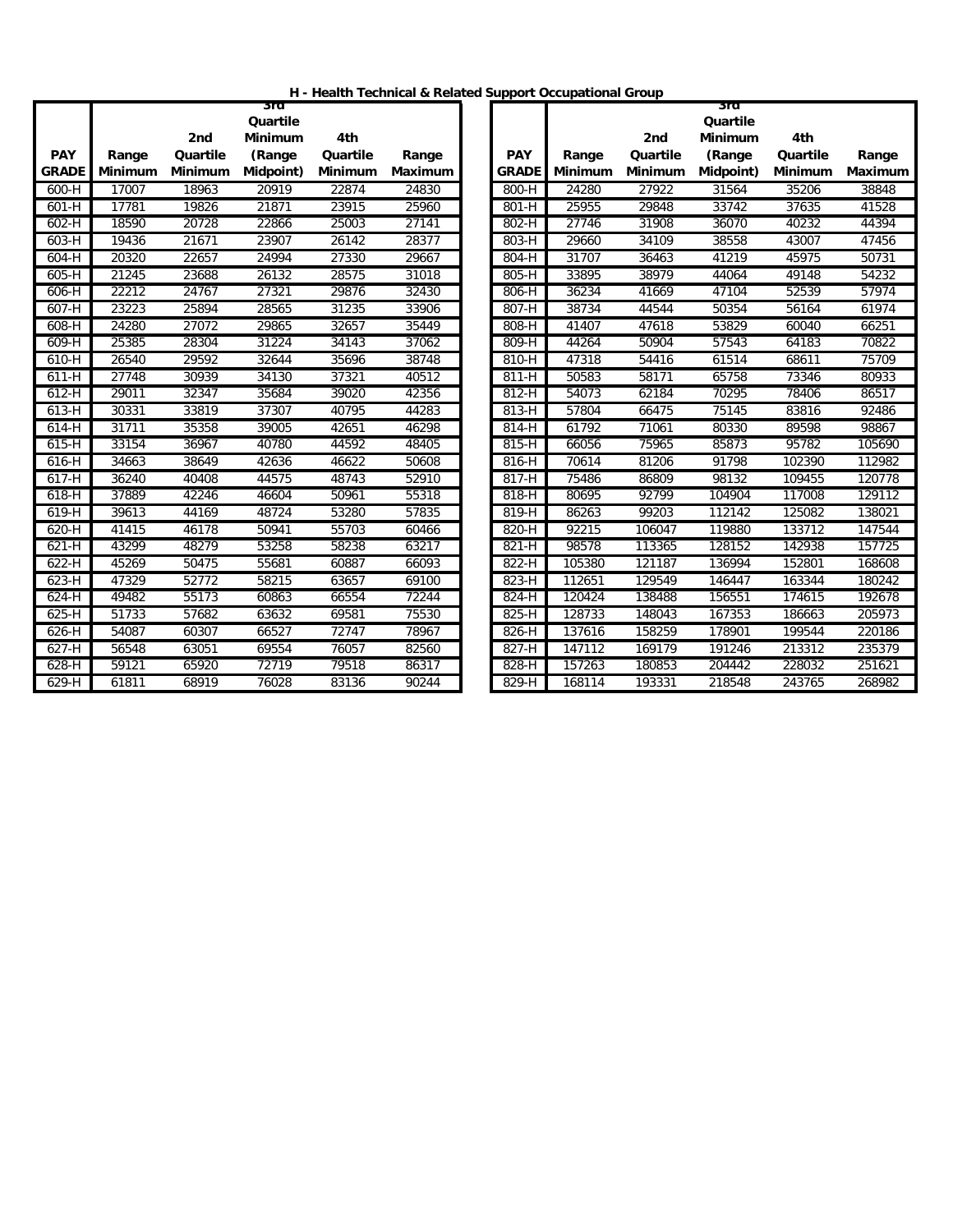**H - Health Technical & Related Support Occupational Group**

| PAY GRADE | Range Minimum | 2nd Quartile Minimum | 3rd Quartile Minimum (Range Midpoint) | 4th Quartile Minimum | Range Maximum |
|---|---|---|---|---|---|
| 600-H | 17007 | 18963 | 20919 | 22874 | 24830 |
| 601-H | 17781 | 19826 | 21871 | 23915 | 25960 |
| 602-H | 18590 | 20728 | 22866 | 25003 | 27141 |
| 603-H | 19436 | 21671 | 23907 | 26142 | 28377 |
| 604-H | 20320 | 22657 | 24994 | 27330 | 29667 |
| 605-H | 21245 | 23688 | 26132 | 28575 | 31018 |
| 606-H | 22212 | 24767 | 27321 | 29876 | 32430 |
| 607-H | 23223 | 25894 | 28565 | 31235 | 33906 |
| 608-H | 24280 | 27072 | 29865 | 32657 | 35449 |
| 609-H | 25385 | 28304 | 31224 | 34143 | 37062 |
| 610-H | 26540 | 29592 | 32644 | 35696 | 38748 |
| 611-H | 27748 | 30939 | 34130 | 37321 | 40512 |
| 612-H | 29011 | 32347 | 35684 | 39020 | 42356 |
| 613-H | 30331 | 33819 | 37307 | 40795 | 44283 |
| 614-H | 31711 | 35358 | 39005 | 42651 | 46298 |
| 615-H | 33154 | 36967 | 40780 | 44592 | 48405 |
| 616-H | 34663 | 38649 | 42636 | 46622 | 50608 |
| 617-H | 36240 | 40408 | 44575 | 48743 | 52910 |
| 618-H | 37889 | 42246 | 46604 | 50961 | 55318 |
| 619-H | 39613 | 44169 | 48724 | 53280 | 57835 |
| 620-H | 41415 | 46178 | 50941 | 55703 | 60466 |
| 621-H | 43299 | 48279 | 53258 | 58238 | 63217 |
| 622-H | 45269 | 50475 | 55681 | 60887 | 66093 |
| 623-H | 47329 | 52772 | 58215 | 63657 | 69100 |
| 624-H | 49482 | 55173 | 60863 | 66554 | 72244 |
| 625-H | 51733 | 57682 | 63632 | 69581 | 75530 |
| 626-H | 54087 | 60307 | 66527 | 72747 | 78967 |
| 627-H | 56548 | 63051 | 69554 | 76057 | 82560 |
| 628-H | 59121 | 65920 | 72719 | 79518 | 86317 |
| 629-H | 61811 | 68919 | 76028 | 83136 | 90244 |

| PAY GRADE | Range Minimum | 2nd Quartile Minimum | 3rd Quartile Minimum (Range Midpoint) | 4th Quartile Minimum | Range Maximum |
|---|---|---|---|---|---|
| 800-H | 24280 | 27922 | 31564 | 35206 | 38848 |
| 801-H | 25955 | 29848 | 33742 | 37635 | 41528 |
| 802-H | 27746 | 31908 | 36070 | 40232 | 44394 |
| 803-H | 29660 | 34109 | 38558 | 43007 | 47456 |
| 804-H | 31707 | 36463 | 41219 | 45975 | 50731 |
| 805-H | 33895 | 38979 | 44064 | 49148 | 54232 |
| 806-H | 36234 | 41669 | 47104 | 52539 | 57974 |
| 807-H | 38734 | 44544 | 50354 | 56164 | 61974 |
| 808-H | 41407 | 47618 | 53829 | 60040 | 66251 |
| 809-H | 44264 | 50904 | 57543 | 64183 | 70822 |
| 810-H | 47318 | 54416 | 61514 | 68611 | 75709 |
| 811-H | 50583 | 58171 | 65758 | 73346 | 80933 |
| 812-H | 54073 | 62184 | 70295 | 78406 | 86517 |
| 813-H | 57804 | 66475 | 75145 | 83816 | 92486 |
| 814-H | 61792 | 71061 | 80330 | 89598 | 98867 |
| 815-H | 66056 | 75965 | 85873 | 95782 | 105690 |
| 816-H | 70614 | 81206 | 91798 | 102390 | 112982 |
| 817-H | 75486 | 86809 | 98132 | 109455 | 120778 |
| 818-H | 80695 | 92799 | 104904 | 117008 | 129112 |
| 819-H | 86263 | 99203 | 112142 | 125082 | 138021 |
| 820-H | 92215 | 106047 | 119880 | 133712 | 147544 |
| 821-H | 98578 | 113365 | 128152 | 142938 | 157725 |
| 822-H | 105380 | 121187 | 136994 | 152801 | 168608 |
| 823-H | 112651 | 129549 | 146447 | 163344 | 180242 |
| 824-H | 120424 | 138488 | 156551 | 174615 | 192678 |
| 825-H | 128733 | 148043 | 167353 | 186663 | 205973 |
| 826-H | 137616 | 158259 | 178901 | 199544 | 220186 |
| 827-H | 147112 | 169179 | 191246 | 213312 | 235379 |
| 828-H | 157263 | 180853 | 204442 | 228032 | 251621 |
| 829-H | 168114 | 193331 | 218548 | 243765 | 268982 |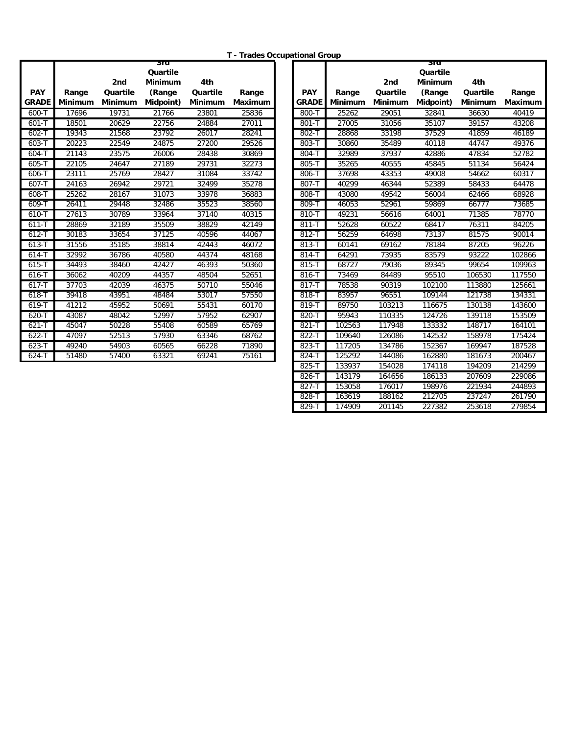## T - Trades Occupational Group

| PAY GRADE | Range Minimum | 2nd Quartile Minimum | 3rd Quartile Minimum (Range Midpoint) | 4th Quartile Minimum | Range Maximum |
|---|---|---|---|---|---|
| 600-T | 17696 | 19731 | 21766 | 23801 | 25836 |
| 601-T | 18501 | 20629 | 22756 | 24884 | 27011 |
| 602-T | 19343 | 21568 | 23792 | 26017 | 28241 |
| 603-T | 20223 | 22549 | 24875 | 27200 | 29526 |
| 604-T | 21143 | 23575 | 26006 | 28438 | 30869 |
| 605-T | 22105 | 24647 | 27189 | 29731 | 32273 |
| 606-T | 23111 | 25769 | 28427 | 31084 | 33742 |
| 607-T | 24163 | 26942 | 29721 | 32499 | 35278 |
| 608-T | 25262 | 28167 | 31073 | 33978 | 36883 |
| 609-T | 26411 | 29448 | 32486 | 35523 | 38560 |
| 610-T | 27613 | 30789 | 33964 | 37140 | 40315 |
| 611-T | 28869 | 32189 | 35509 | 38829 | 42149 |
| 612-T | 30183 | 33654 | 37125 | 40596 | 44067 |
| 613-T | 31556 | 35185 | 38814 | 42443 | 46072 |
| 614-T | 32992 | 36786 | 40580 | 44374 | 48168 |
| 615-T | 34493 | 38460 | 42427 | 46393 | 50360 |
| 616-T | 36062 | 40209 | 44357 | 48504 | 52651 |
| 617-T | 37703 | 42039 | 46375 | 50710 | 55046 |
| 618-T | 39418 | 43951 | 48484 | 53017 | 57550 |
| 619-T | 41212 | 45952 | 50691 | 55431 | 60170 |
| 620-T | 43087 | 48042 | 52997 | 57952 | 62907 |
| 621-T | 45047 | 50228 | 55408 | 60589 | 65769 |
| 622-T | 47097 | 52513 | 57930 | 63346 | 68762 |
| 623-T | 49240 | 54903 | 60565 | 66228 | 71890 |
| 624-T | 51480 | 57400 | 63321 | 69241 | 75161 |

| PAY GRADE | Range Minimum | 2nd Quartile Minimum | 3rd Quartile Minimum (Range Midpoint) | 4th Quartile Minimum | Range Maximum |
|---|---|---|---|---|---|
| 800-T | 25262 | 29051 | 32841 | 36630 | 40419 |
| 801-T | 27005 | 31056 | 35107 | 39157 | 43208 |
| 802-T | 28868 | 33198 | 37529 | 41859 | 46189 |
| 803-T | 30860 | 35489 | 40118 | 44747 | 49376 |
| 804-T | 32989 | 37937 | 42886 | 47834 | 52782 |
| 805-T | 35265 | 40555 | 45845 | 51134 | 56424 |
| 806-T | 37698 | 43353 | 49008 | 54662 | 60317 |
| 807-T | 40299 | 46344 | 52389 | 58433 | 64478 |
| 808-T | 43080 | 49542 | 56004 | 62466 | 68928 |
| 809-T | 46053 | 52961 | 59869 | 66777 | 73685 |
| 810-T | 49231 | 56616 | 64001 | 71385 | 78770 |
| 811-T | 52628 | 60522 | 68417 | 76311 | 84205 |
| 812-T | 56259 | 64698 | 73137 | 81575 | 90014 |
| 813-T | 60141 | 69162 | 78184 | 87205 | 96226 |
| 814-T | 64291 | 73935 | 83579 | 93222 | 102866 |
| 815-T | 68727 | 79036 | 89345 | 99654 | 109963 |
| 816-T | 73469 | 84489 | 95510 | 106530 | 117550 |
| 817-T | 78538 | 90319 | 102100 | 113880 | 125661 |
| 818-T | 83957 | 96551 | 109144 | 121738 | 134331 |
| 819-T | 89750 | 103213 | 116675 | 130138 | 143600 |
| 820-T | 95943 | 110335 | 124726 | 139118 | 153509 |
| 821-T | 102563 | 117948 | 133332 | 148717 | 164101 |
| 822-T | 109640 | 126086 | 142532 | 158978 | 175424 |
| 823-T | 117205 | 134786 | 152367 | 169947 | 187528 |
| 824-T | 125292 | 144086 | 162880 | 181673 | 200467 |
| 825-T | 133937 | 154028 | 174118 | 194209 | 214299 |
| 826-T | 143179 | 164656 | 186133 | 207609 | 229086 |
| 827-T | 153058 | 176017 | 198976 | 221934 | 244893 |
| 828-T | 163619 | 188162 | 212705 | 237247 | 261790 |
| 829-T | 174909 | 201145 | 227382 | 253618 | 279854 |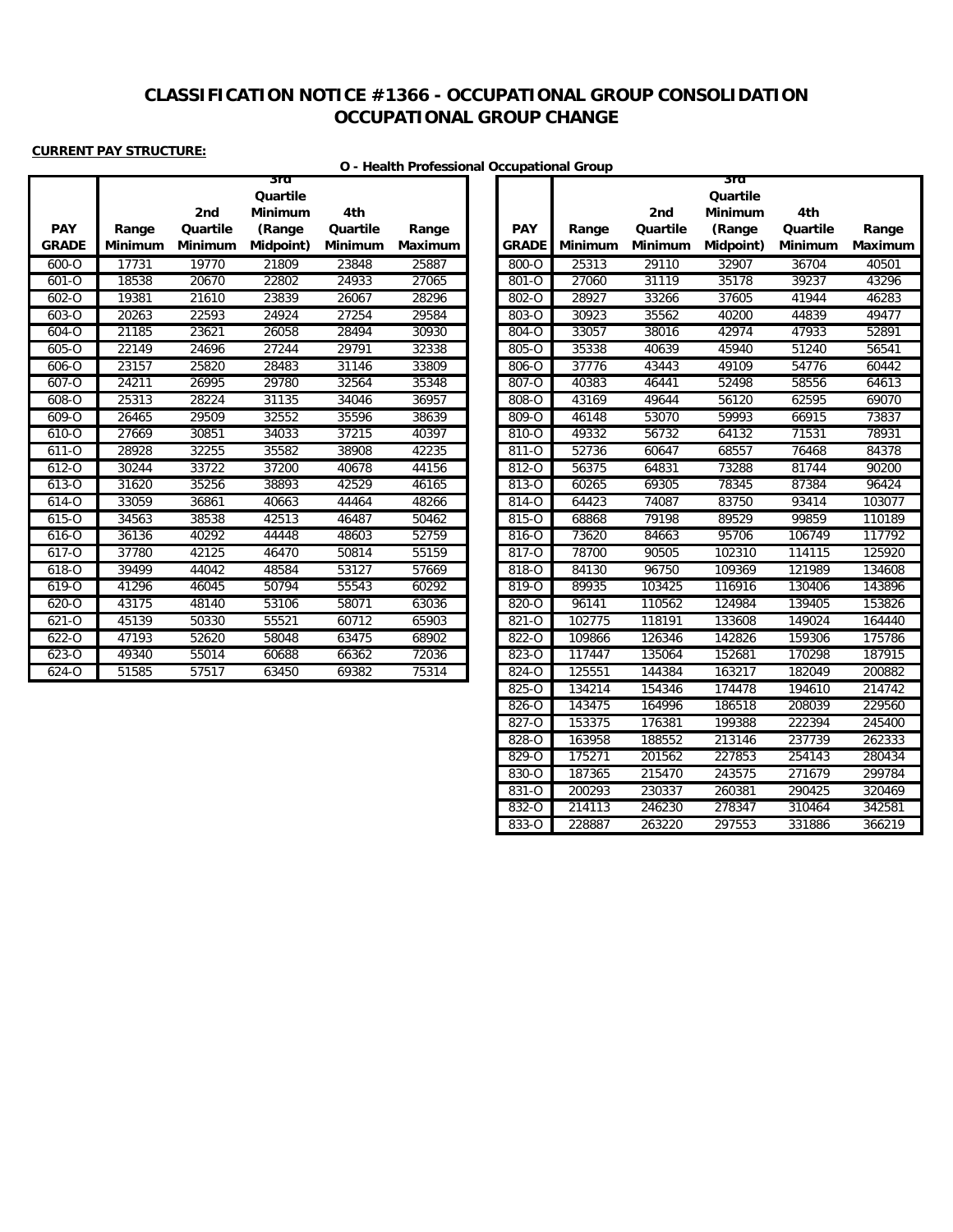# CLASSIFICATION NOTICE #1366 - OCCUPATIONAL GROUP CONSOLIDATION OCCUPATIONAL GROUP CHANGE

**CURRENT PAY STRUCTURE:**

**O - Health Professional Occupational Group**

| PAY GRADE | Range Minimum | 2nd Quartile Minimum | 3rd Quartile Minimum (Range Midpoint) | 4th Quartile Minimum | Range Maximum |
|---|---|---|---|---|---|
| 600-O | 17731 | 19770 | 21809 | 23848 | 25887 |
| 601-O | 18538 | 20670 | 22802 | 24933 | 27065 |
| 602-O | 19381 | 21610 | 23839 | 26067 | 28296 |
| 603-O | 20263 | 22593 | 24924 | 27254 | 29584 |
| 604-O | 21185 | 23621 | 26058 | 28494 | 30930 |
| 605-O | 22149 | 24696 | 27244 | 29791 | 32338 |
| 606-O | 23157 | 25820 | 28483 | 31146 | 33809 |
| 607-O | 24211 | 26995 | 29780 | 32564 | 35348 |
| 608-O | 25313 | 28224 | 31135 | 34046 | 36957 |
| 609-O | 26465 | 29509 | 32552 | 35596 | 38639 |
| 610-O | 27669 | 30851 | 34033 | 37215 | 40397 |
| 611-O | 28928 | 32255 | 35582 | 38908 | 42235 |
| 612-O | 30244 | 33722 | 37200 | 40678 | 44156 |
| 613-O | 31620 | 35256 | 38893 | 42529 | 46165 |
| 614-O | 33059 | 36861 | 40663 | 44464 | 48266 |
| 615-O | 34563 | 38538 | 42513 | 46487 | 50462 |
| 616-O | 36136 | 40292 | 44448 | 48603 | 52759 |
| 617-O | 37780 | 42125 | 46470 | 50814 | 55159 |
| 618-O | 39499 | 44042 | 48584 | 53127 | 57669 |
| 619-O | 41296 | 46045 | 50794 | 55543 | 60292 |
| 620-O | 43175 | 48140 | 53106 | 58071 | 63036 |
| 621-O | 45139 | 50330 | 55521 | 60712 | 65903 |
| 622-O | 47193 | 52620 | 58048 | 63475 | 68902 |
| 623-O | 49340 | 55014 | 60688 | 66362 | 72036 |
| 624-O | 51585 | 57517 | 63450 | 69382 | 75314 |

| PAY GRADE | Range Minimum | 2nd Quartile Minimum | 3rd Quartile Minimum (Range Midpoint) | 4th Quartile Minimum | Range Maximum |
|---|---|---|---|---|---|
| 800-O | 25313 | 29110 | 32907 | 36704 | 40501 |
| 801-O | 27060 | 31119 | 35178 | 39237 | 43296 |
| 802-O | 28927 | 33266 | 37605 | 41944 | 46283 |
| 803-O | 30923 | 35562 | 40200 | 44839 | 49477 |
| 804-O | 33057 | 38016 | 42974 | 47933 | 52891 |
| 805-O | 35338 | 40639 | 45940 | 51240 | 56541 |
| 806-O | 37776 | 43443 | 49109 | 54776 | 60442 |
| 807-O | 40383 | 46441 | 52498 | 58556 | 64613 |
| 808-O | 43169 | 49644 | 56120 | 62595 | 69070 |
| 809-O | 46148 | 53070 | 59993 | 66915 | 73837 |
| 810-O | 49332 | 56732 | 64132 | 71531 | 78931 |
| 811-O | 52736 | 60647 | 68557 | 76468 | 84378 |
| 812-O | 56375 | 64831 | 73288 | 81744 | 90200 |
| 813-O | 60265 | 69305 | 78345 | 87384 | 96424 |
| 814-O | 64423 | 74087 | 83750 | 93414 | 103077 |
| 815-O | 68868 | 79198 | 89529 | 99859 | 110189 |
| 816-O | 73620 | 84663 | 95706 | 106749 | 117792 |
| 817-O | 78700 | 90505 | 102310 | 114115 | 125920 |
| 818-O | 84130 | 96750 | 109369 | 121989 | 134608 |
| 819-O | 89935 | 103425 | 116916 | 130406 | 143896 |
| 820-O | 96141 | 110562 | 124984 | 139405 | 153826 |
| 821-O | 102775 | 118191 | 133608 | 149024 | 164440 |
| 822-O | 109866 | 126346 | 142826 | 159306 | 175786 |
| 823-O | 117447 | 135064 | 152681 | 170298 | 187915 |
| 824-O | 125551 | 144384 | 163217 | 182049 | 200882 |
| 825-O | 134214 | 154346 | 174478 | 194610 | 214742 |
| 826-O | 143475 | 164996 | 186518 | 208039 | 229560 |
| 827-O | 153375 | 176381 | 199388 | 222394 | 245400 |
| 828-O | 163958 | 188552 | 213146 | 237739 | 262333 |
| 829-O | 175271 | 201562 | 227853 | 254143 | 280434 |
| 830-O | 187365 | 215470 | 243575 | 271679 | 299784 |
| 831-O | 200293 | 230337 | 260381 | 290425 | 320469 |
| 832-O | 214113 | 246230 | 278347 | 310464 | 342581 |
| 833-O | 228887 | 263220 | 297553 | 331886 | 366219 |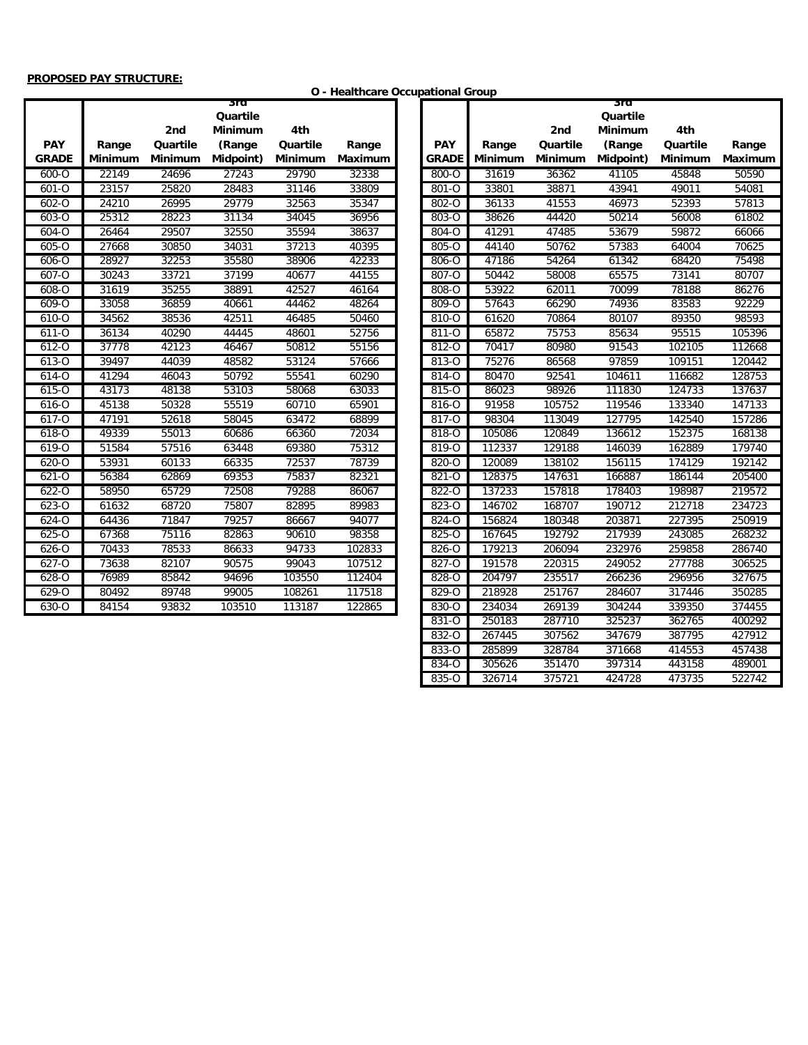**PROPOSED PAY STRUCTURE:**

**O - Healthcare Occupational Group**

| PAY GRADE | Range Minimum | 2nd Quartile Minimum | 3rd Quartile Minimum (Range Midpoint) | 4th Quartile Minimum | Range Maximum |
|---|---|---|---|---|---|
| 600-O | 22149 | 24696 | 27243 | 29790 | 32338 |
| 601-O | 23157 | 25820 | 28483 | 31146 | 33809 |
| 602-O | 24210 | 26995 | 29779 | 32563 | 35347 |
| 603-O | 25312 | 28223 | 31134 | 34045 | 36956 |
| 604-O | 26464 | 29507 | 32550 | 35594 | 38637 |
| 605-O | 27668 | 30850 | 34031 | 37213 | 40395 |
| 606-O | 28927 | 32253 | 35580 | 38906 | 42233 |
| 607-O | 30243 | 33721 | 37199 | 40677 | 44155 |
| 608-O | 31619 | 35255 | 38891 | 42527 | 46164 |
| 609-O | 33058 | 36859 | 40661 | 44462 | 48264 |
| 610-O | 34562 | 38536 | 42511 | 46485 | 50460 |
| 611-O | 36134 | 40290 | 44445 | 48601 | 52756 |
| 612-O | 37778 | 42123 | 46467 | 50812 | 55156 |
| 613-O | 39497 | 44039 | 48582 | 53124 | 57666 |
| 614-O | 41294 | 46043 | 50792 | 55541 | 60290 |
| 615-O | 43173 | 48138 | 53103 | 58068 | 63033 |
| 616-O | 45138 | 50328 | 55519 | 60710 | 65901 |
| 617-O | 47191 | 52618 | 58045 | 63472 | 68899 |
| 618-O | 49339 | 55013 | 60686 | 66360 | 72034 |
| 619-O | 51584 | 57516 | 63448 | 69380 | 75312 |
| 620-O | 53931 | 60133 | 66335 | 72537 | 78739 |
| 621-O | 56384 | 62869 | 69353 | 75837 | 82321 |
| 622-O | 58950 | 65729 | 72508 | 79288 | 86067 |
| 623-O | 61632 | 68720 | 75807 | 82895 | 89983 |
| 624-O | 64436 | 71847 | 79257 | 86667 | 94077 |
| 625-O | 67368 | 75116 | 82863 | 90610 | 98358 |
| 626-O | 70433 | 78533 | 86633 | 94733 | 102833 |
| 627-O | 73638 | 82107 | 90575 | 99043 | 107512 |
| 628-O | 76989 | 85842 | 94696 | 103550 | 112404 |
| 629-O | 80492 | 89748 | 99005 | 108261 | 117518 |
| 630-O | 84154 | 93832 | 103510 | 113187 | 122865 |

| PAY GRADE | Range Minimum | 2nd Quartile Minimum | 3rd Quartile Minimum (Range Midpoint) | 4th Quartile Minimum | Range Maximum |
|---|---|---|---|---|---|
| 800-O | 31619 | 36362 | 41105 | 45848 | 50590 |
| 801-O | 33801 | 38871 | 43941 | 49011 | 54081 |
| 802-O | 36133 | 41553 | 46973 | 52393 | 57813 |
| 803-O | 38626 | 44420 | 50214 | 56008 | 61802 |
| 804-O | 41291 | 47485 | 53679 | 59872 | 66066 |
| 805-O | 44140 | 50762 | 57383 | 64004 | 70625 |
| 806-O | 47186 | 54264 | 61342 | 68420 | 75498 |
| 807-O | 50442 | 58008 | 65575 | 73141 | 80707 |
| 808-O | 53922 | 62011 | 70099 | 78188 | 86276 |
| 809-O | 57643 | 66290 | 74936 | 83583 | 92229 |
| 810-O | 61620 | 70864 | 80107 | 89350 | 98593 |
| 811-O | 65872 | 75753 | 85634 | 95515 | 105396 |
| 812-O | 70417 | 80980 | 91543 | 102105 | 112668 |
| 813-O | 75276 | 86568 | 97859 | 109151 | 120442 |
| 814-O | 80470 | 92541 | 104611 | 116682 | 128753 |
| 815-O | 86023 | 98926 | 111830 | 124733 | 137637 |
| 816-O | 91958 | 105752 | 119546 | 133340 | 147133 |
| 817-O | 98304 | 113049 | 127795 | 142540 | 157286 |
| 818-O | 105086 | 120849 | 136612 | 152375 | 168138 |
| 819-O | 112337 | 129188 | 146039 | 162889 | 179740 |
| 820-O | 120089 | 138102 | 156115 | 174129 | 192142 |
| 821-O | 128375 | 147631 | 166887 | 186144 | 205400 |
| 822-O | 137233 | 157818 | 178403 | 198987 | 219572 |
| 823-O | 146702 | 168707 | 190712 | 212718 | 234723 |
| 824-O | 156824 | 180348 | 203871 | 227395 | 250919 |
| 825-O | 167645 | 192792 | 217939 | 243085 | 268232 |
| 826-O | 179213 | 206094 | 232976 | 259858 | 286740 |
| 827-O | 191578 | 220315 | 249052 | 277788 | 306525 |
| 828-O | 204797 | 235517 | 266236 | 296956 | 327675 |
| 829-O | 218928 | 251767 | 284607 | 317446 | 350285 |
| 830-O | 234034 | 269139 | 304244 | 339350 | 374455 |
| 831-O | 250183 | 287710 | 325237 | 362765 | 400292 |
| 832-O | 267445 | 307562 | 347679 | 387795 | 427912 |
| 833-O | 285899 | 328784 | 371668 | 414553 | 457438 |
| 834-O | 305626 | 351470 | 397314 | 443158 | 489001 |
| 835-O | 326714 | 375721 | 424728 | 473735 | 522742 |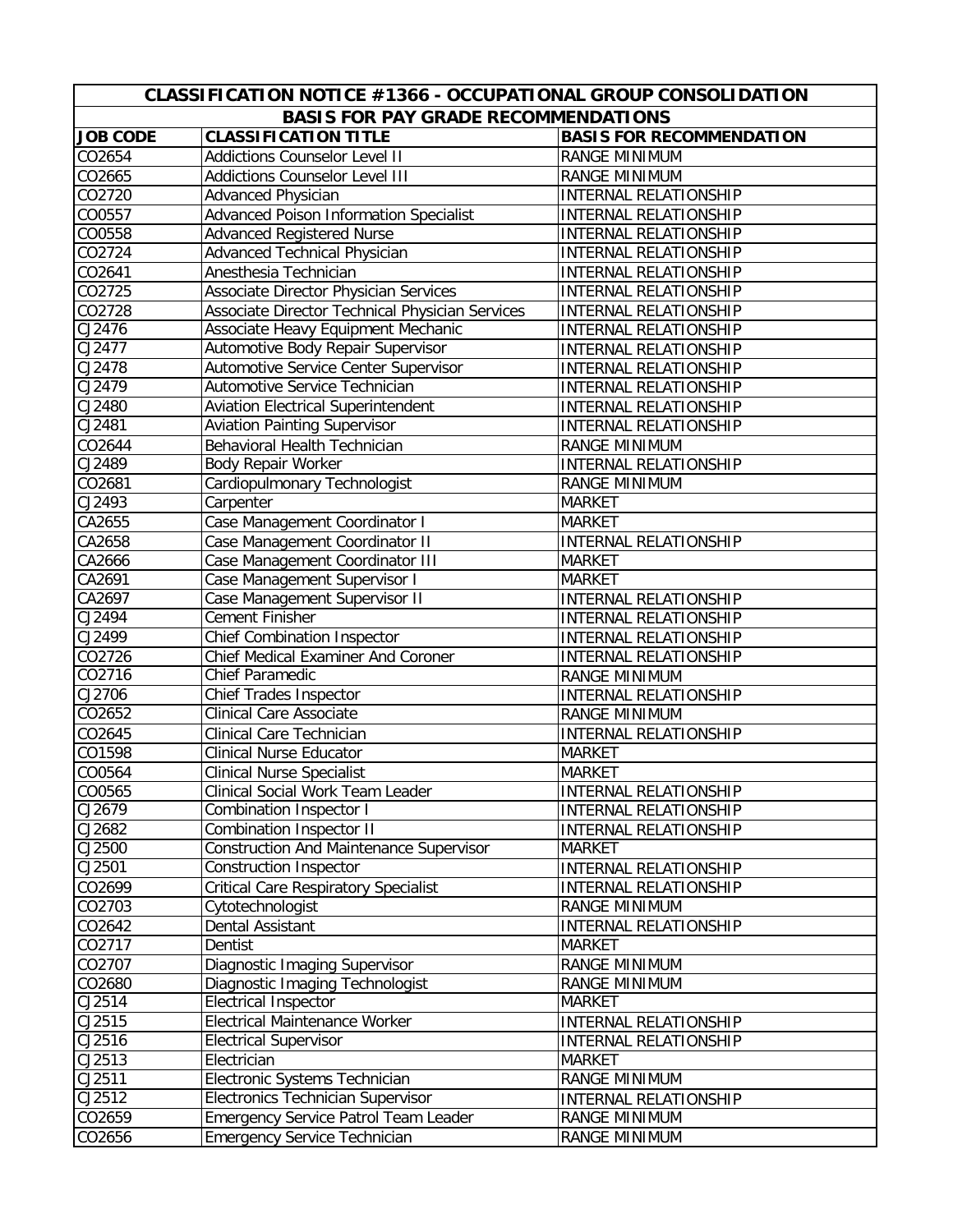| CLASSIFICATION NOTICE #1366 - OCCUPATIONAL GROUP CONSOLIDATION | | |
|---|---|---|
| BASIS FOR PAY GRADE RECOMMENDATIONS | | |
| JOB CODE | CLASSIFICATION TITLE | BASIS FOR RECOMMENDATION |
| CO2654 | Addictions Counselor Level II | RANGE MINIMUM |
| CO2665 | Addictions Counselor Level III | RANGE MINIMUM |
| CO2720 | Advanced Physician | INTERNAL RELATIONSHIP |
| CO0557 | Advanced Poison Information Specialist | INTERNAL RELATIONSHIP |
| CO0558 | Advanced Registered Nurse | INTERNAL RELATIONSHIP |
| CO2724 | Advanced Technical Physician | INTERNAL RELATIONSHIP |
| CO2641 | Anesthesia Technician | INTERNAL RELATIONSHIP |
| CO2725 | Associate Director Physician Services | INTERNAL RELATIONSHIP |
| CO2728 | Associate Director Technical Physician Services | INTERNAL RELATIONSHIP |
| CJ2476 | Associate Heavy Equipment Mechanic | INTERNAL RELATIONSHIP |
| CJ2477 | Automotive Body Repair Supervisor | INTERNAL RELATIONSHIP |
| CJ2478 | Automotive Service Center Supervisor | INTERNAL RELATIONSHIP |
| CJ2479 | Automotive Service Technician | INTERNAL RELATIONSHIP |
| CJ2480 | Aviation Electrical Superintendent | INTERNAL RELATIONSHIP |
| CJ2481 | Aviation Painting Supervisor | INTERNAL RELATIONSHIP |
| CO2644 | Behavioral Health Technician | RANGE MINIMUM |
| CJ2489 | Body Repair Worker | INTERNAL RELATIONSHIP |
| CO2681 | Cardiopulmonary Technologist | RANGE MINIMUM |
| CJ2493 | Carpenter | MARKET |
| CA2655 | Case Management Coordinator I | MARKET |
| CA2658 | Case Management Coordinator II | INTERNAL RELATIONSHIP |
| CA2666 | Case Management Coordinator III | MARKET |
| CA2691 | Case Management Supervisor I | MARKET |
| CA2697 | Case Management Supervisor II | INTERNAL RELATIONSHIP |
| CJ2494 | Cement Finisher | INTERNAL RELATIONSHIP |
| CJ2499 | Chief Combination Inspector | INTERNAL RELATIONSHIP |
| CO2726 | Chief Medical Examiner And Coroner | INTERNAL RELATIONSHIP |
| CO2716 | Chief Paramedic | RANGE MINIMUM |
| CJ2706 | Chief Trades Inspector | INTERNAL RELATIONSHIP |
| CO2652 | Clinical Care Associate | RANGE MINIMUM |
| CO2645 | Clinical Care Technician | INTERNAL RELATIONSHIP |
| CO1598 | Clinical Nurse Educator | MARKET |
| CO0564 | Clinical Nurse Specialist | MARKET |
| CO0565 | Clinical Social Work Team Leader | INTERNAL RELATIONSHIP |
| CJ2679 | Combination Inspector I | INTERNAL RELATIONSHIP |
| CJ2682 | Combination Inspector II | INTERNAL RELATIONSHIP |
| CJ2500 | Construction And Maintenance Supervisor | MARKET |
| CJ2501 | Construction Inspector | INTERNAL RELATIONSHIP |
| CO2699 | Critical Care Respiratory Specialist | INTERNAL RELATIONSHIP |
| CO2703 | Cytotechnologist | RANGE MINIMUM |
| CO2642 | Dental Assistant | INTERNAL RELATIONSHIP |
| CO2717 | Dentist | MARKET |
| CO2707 | Diagnostic Imaging Supervisor | RANGE MINIMUM |
| CO2680 | Diagnostic Imaging Technologist | RANGE MINIMUM |
| CJ2514 | Electrical Inspector | MARKET |
| CJ2515 | Electrical Maintenance Worker | INTERNAL RELATIONSHIP |
| CJ2516 | Electrical Supervisor | INTERNAL RELATIONSHIP |
| CJ2513 | Electrician | MARKET |
| CJ2511 | Electronic Systems Technician | RANGE MINIMUM |
| CJ2512 | Electronics Technician Supervisor | INTERNAL RELATIONSHIP |
| CO2659 | Emergency Service Patrol Team Leader | RANGE MINIMUM |
| CO2656 | Emergency Service Technician | RANGE MINIMUM |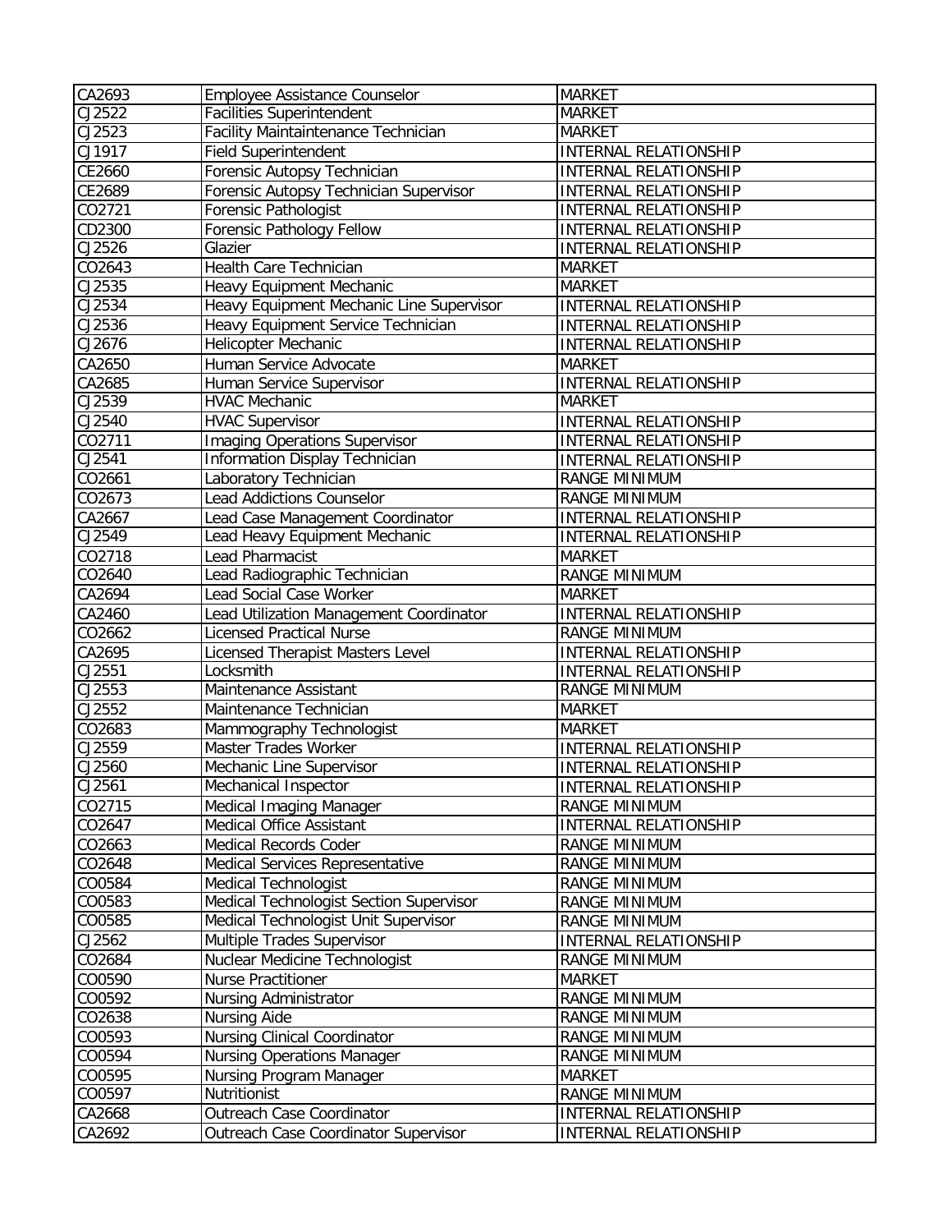| CA2693 | Employee Assistance Counselor | MARKET |
|---|---|---|
| CJ2522 | Facilities Superintendent | MARKET |
| CJ2523 | Facility Maintaintenance Technician | MARKET |
| CJ1917 | Field Superintendent | INTERNAL RELATIONSHIP |
| CE2660 | Forensic Autopsy Technician | INTERNAL RELATIONSHIP |
| CE2689 | Forensic Autopsy Technician Supervisor | INTERNAL RELATIONSHIP |
| CO2721 | Forensic Pathologist | INTERNAL RELATIONSHIP |
| CD2300 | Forensic Pathology Fellow | INTERNAL RELATIONSHIP |
| CJ2526 | Glazier | INTERNAL RELATIONSHIP |
| CO2643 | Health Care Technician | MARKET |
| CJ2535 | Heavy Equipment Mechanic | MARKET |
| CJ2534 | Heavy Equipment Mechanic Line Supervisor | INTERNAL RELATIONSHIP |
| CJ2536 | Heavy Equipment Service Technician | INTERNAL RELATIONSHIP |
| CJ2676 | Helicopter Mechanic | INTERNAL RELATIONSHIP |
| CA2650 | Human Service Advocate | MARKET |
| CA2685 | Human Service Supervisor | INTERNAL RELATIONSHIP |
| CJ2539 | HVAC Mechanic | MARKET |
| CJ2540 | HVAC Supervisor | INTERNAL RELATIONSHIP |
| CO2711 | Imaging Operations Supervisor | INTERNAL RELATIONSHIP |
| CJ2541 | Information Display Technician | INTERNAL RELATIONSHIP |
| CO2661 | Laboratory Technician | RANGE MINIMUM |
| CO2673 | Lead Addictions Counselor | RANGE MINIMUM |
| CA2667 | Lead Case Management Coordinator | INTERNAL RELATIONSHIP |
| CJ2549 | Lead Heavy Equipment Mechanic | INTERNAL RELATIONSHIP |
| CO2718 | Lead Pharmacist | MARKET |
| CO2640 | Lead Radiographic Technician | RANGE MINIMUM |
| CA2694 | Lead Social Case Worker | MARKET |
| CA2460 | Lead Utilization Management Coordinator | INTERNAL RELATIONSHIP |
| CO2662 | Licensed Practical Nurse | RANGE MINIMUM |
| CA2695 | Licensed Therapist Masters Level | INTERNAL RELATIONSHIP |
| CJ2551 | Locksmith | INTERNAL RELATIONSHIP |
| CJ2553 | Maintenance Assistant | RANGE MINIMUM |
| CJ2552 | Maintenance Technician | MARKET |
| CO2683 | Mammography Technologist | MARKET |
| CJ2559 | Master Trades Worker | INTERNAL RELATIONSHIP |
| CJ2560 | Mechanic Line Supervisor | INTERNAL RELATIONSHIP |
| CJ2561 | Mechanical Inspector | INTERNAL RELATIONSHIP |
| CO2715 | Medical Imaging Manager | RANGE MINIMUM |
| CO2647 | Medical Office Assistant | INTERNAL RELATIONSHIP |
| CO2663 | Medical Records Coder | RANGE MINIMUM |
| CO2648 | Medical Services Representative | RANGE MINIMUM |
| CO0584 | Medical Technologist | RANGE MINIMUM |
| CO0583 | Medical Technologist Section Supervisor | RANGE MINIMUM |
| CO0585 | Medical Technologist Unit Supervisor | RANGE MINIMUM |
| CJ2562 | Multiple Trades Supervisor | INTERNAL RELATIONSHIP |
| CO2684 | Nuclear Medicine Technologist | RANGE MINIMUM |
| CO0590 | Nurse Practitioner | MARKET |
| CO0592 | Nursing Administrator | RANGE MINIMUM |
| CO2638 | Nursing Aide | RANGE MINIMUM |
| CO0593 | Nursing Clinical Coordinator | RANGE MINIMUM |
| CO0594 | Nursing Operations Manager | RANGE MINIMUM |
| CO0595 | Nursing Program Manager | MARKET |
| CO0597 | Nutritionist | RANGE MINIMUM |
| CA2668 | Outreach Case Coordinator | INTERNAL RELATIONSHIP |
| CA2692 | Outreach Case Coordinator Supervisor | INTERNAL RELATIONSHIP |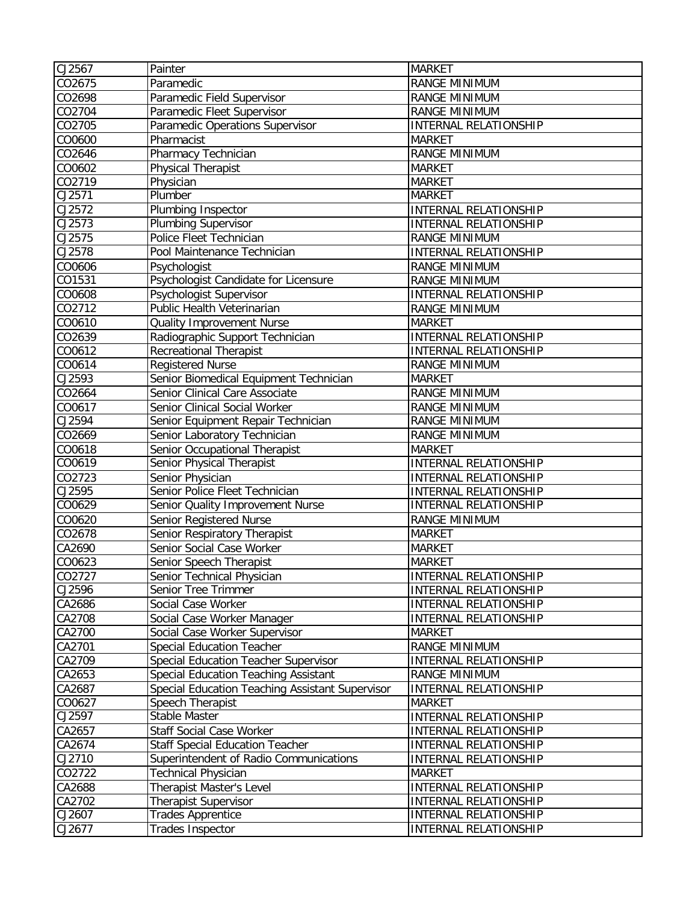| | | |
|---|---|---|
| CJ2567 | Painter | MARKET |
| CO2675 | Paramedic | RANGE MINIMUM |
| CO2698 | Paramedic Field Supervisor | RANGE MINIMUM |
| CO2704 | Paramedic Fleet Supervisor | RANGE MINIMUM |
| CO2705 | Paramedic Operations Supervisor | INTERNAL RELATIONSHIP |
| CO0600 | Pharmacist | MARKET |
| CO2646 | Pharmacy Technician | RANGE MINIMUM |
| CO0602 | Physical Therapist | MARKET |
| CO2719 | Physician | MARKET |
| CJ2571 | Plumber | MARKET |
| CJ2572 | Plumbing Inspector | INTERNAL RELATIONSHIP |
| CJ2573 | Plumbing Supervisor | INTERNAL RELATIONSHIP |
| CJ2575 | Police Fleet Technician | RANGE MINIMUM |
| CJ2578 | Pool Maintenance Technician | INTERNAL RELATIONSHIP |
| CO0606 | Psychologist | RANGE MINIMUM |
| CO1531 | Psychologist Candidate for Licensure | RANGE MINIMUM |
| CO0608 | Psychologist Supervisor | INTERNAL RELATIONSHIP |
| CO2712 | Public Health Veterinarian | RANGE MINIMUM |
| CO0610 | Quality Improvement Nurse | MARKET |
| CO2639 | Radiographic Support Technician | INTERNAL RELATIONSHIP |
| CO0612 | Recreational Therapist | INTERNAL RELATIONSHIP |
| CO0614 | Registered Nurse | RANGE MINIMUM |
| CJ2593 | Senior Biomedical Equipment Technician | MARKET |
| CO2664 | Senior Clinical Care Associate | RANGE MINIMUM |
| CO0617 | Senior Clinical Social Worker | RANGE MINIMUM |
| CJ2594 | Senior Equipment Repair Technician | RANGE MINIMUM |
| CO2669 | Senior Laboratory Technician | RANGE MINIMUM |
| CO0618 | Senior Occupational Therapist | MARKET |
| CO0619 | Senior Physical Therapist | INTERNAL RELATIONSHIP |
| CO2723 | Senior Physician | INTERNAL RELATIONSHIP |
| CJ2595 | Senior Police Fleet Technician | INTERNAL RELATIONSHIP |
| CO0629 | Senior Quality Improvement Nurse | INTERNAL RELATIONSHIP |
| CO0620 | Senior Registered Nurse | RANGE MINIMUM |
| CO2678 | Senior Respiratory Therapist | MARKET |
| CA2690 | Senior Social Case Worker | MARKET |
| CO0623 | Senior Speech Therapist | MARKET |
| CO2727 | Senior Technical Physician | INTERNAL RELATIONSHIP |
| CJ2596 | Senior Tree Trimmer | INTERNAL RELATIONSHIP |
| CA2686 | Social Case Worker | INTERNAL RELATIONSHIP |
| CA2708 | Social Case Worker Manager | INTERNAL RELATIONSHIP |
| CA2700 | Social Case Worker Supervisor | MARKET |
| CA2701 | Special Education Teacher | RANGE MINIMUM |
| CA2709 | Special Education Teacher Supervisor | INTERNAL RELATIONSHIP |
| CA2653 | Special Education Teaching Assistant | RANGE MINIMUM |
| CA2687 | Special Education Teaching Assistant Supervisor | INTERNAL RELATIONSHIP |
| CO0627 | Speech Therapist | MARKET |
| CJ2597 | Stable Master | INTERNAL RELATIONSHIP |
| CA2657 | Staff Social Case Worker | INTERNAL RELATIONSHIP |
| CA2674 | Staff Special Education Teacher | INTERNAL RELATIONSHIP |
| CJ2710 | Superintendent of Radio Communications | INTERNAL RELATIONSHIP |
| CO2722 | Technical Physician | MARKET |
| CA2688 | Therapist Master's Level | INTERNAL RELATIONSHIP |
| CA2702 | Therapist Supervisor | INTERNAL RELATIONSHIP |
| CJ2607 | Trades Apprentice | INTERNAL RELATIONSHIP |
| CJ2677 | Trades Inspector | INTERNAL RELATIONSHIP |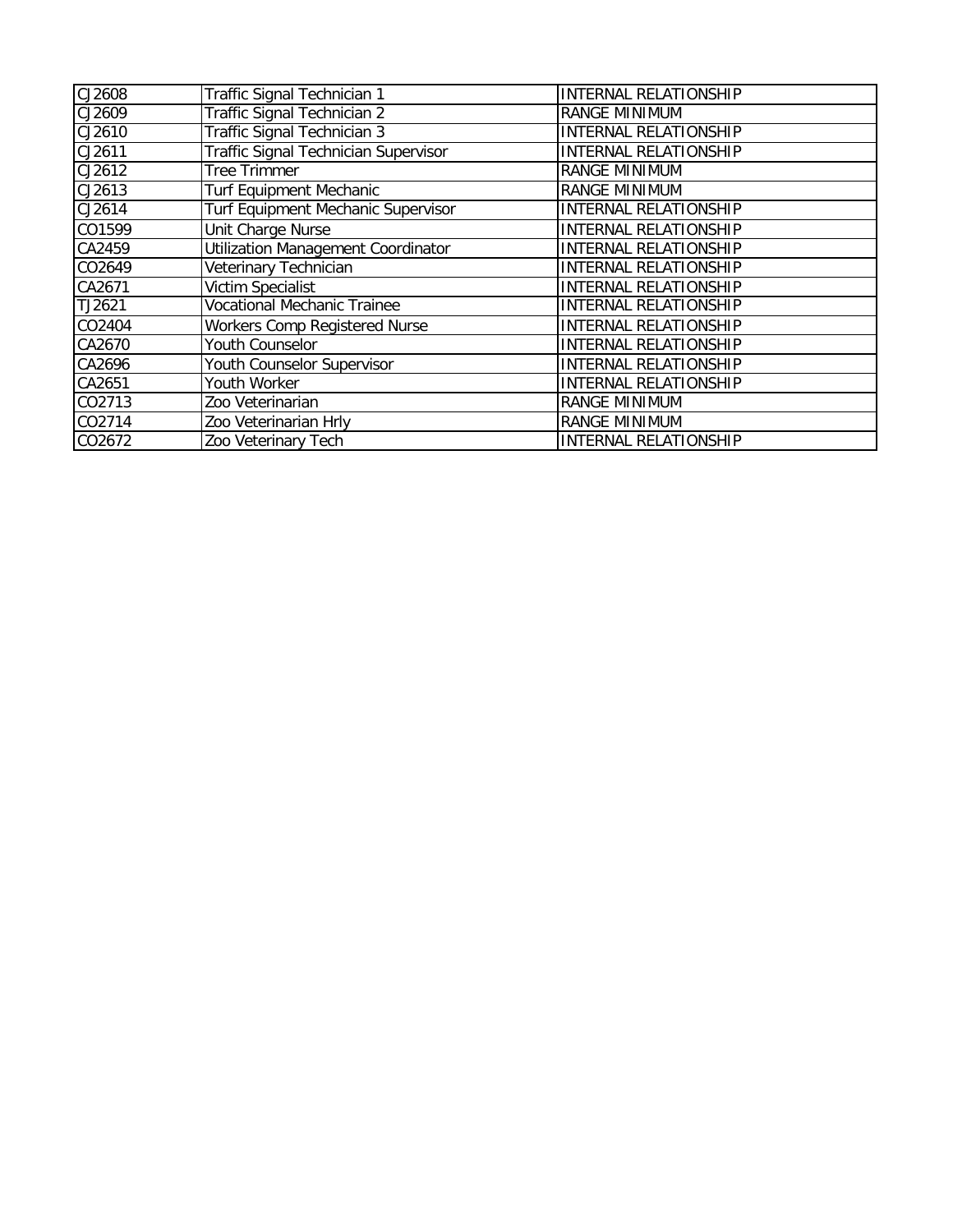| | | |
|---|---|---|
| CJ2608 | Traffic Signal Technician 1 | INTERNAL RELATIONSHIP |
| CJ2609 | Traffic Signal Technician 2 | RANGE MINIMUM |
| CJ2610 | Traffic Signal Technician 3 | INTERNAL RELATIONSHIP |
| CJ2611 | Traffic Signal Technician Supervisor | INTERNAL RELATIONSHIP |
| CJ2612 | Tree Trimmer | RANGE MINIMUM |
| CJ2613 | Turf Equipment Mechanic | RANGE MINIMUM |
| CJ2614 | Turf Equipment Mechanic Supervisor | INTERNAL RELATIONSHIP |
| CO1599 | Unit Charge Nurse | INTERNAL RELATIONSHIP |
| CA2459 | Utilization Management Coordinator | INTERNAL RELATIONSHIP |
| CO2649 | Veterinary Technician | INTERNAL RELATIONSHIP |
| CA2671 | Victim Specialist | INTERNAL RELATIONSHIP |
| TJ2621 | Vocational Mechanic Trainee | INTERNAL RELATIONSHIP |
| CO2404 | Workers Comp Registered Nurse | INTERNAL RELATIONSHIP |
| CA2670 | Youth Counselor | INTERNAL RELATIONSHIP |
| CA2696 | Youth Counselor Supervisor | INTERNAL RELATIONSHIP |
| CA2651 | Youth Worker | INTERNAL RELATIONSHIP |
| CO2713 | Zoo Veterinarian | RANGE MINIMUM |
| CO2714 | Zoo Veterinarian Hrly | RANGE MINIMUM |
| CO2672 | Zoo Veterinary Tech | INTERNAL RELATIONSHIP |